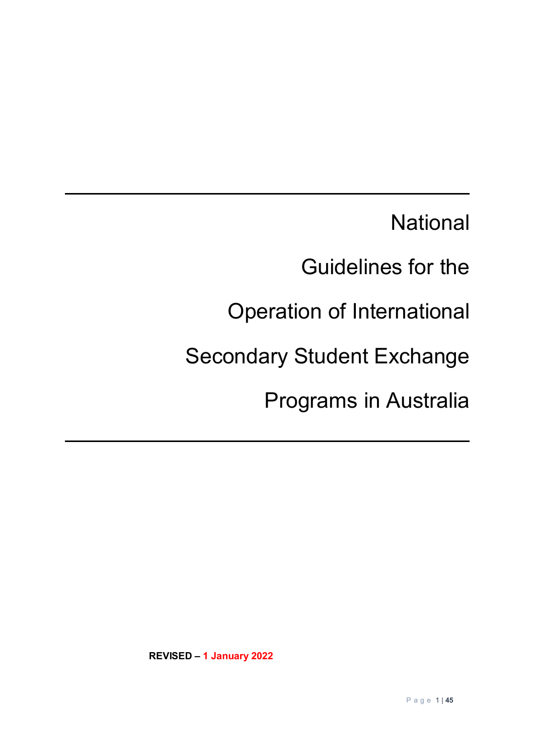# National Guidelines for the Operation of International Secondary Student Exchange Programs in Australia

**REVISED – 1 January 2022**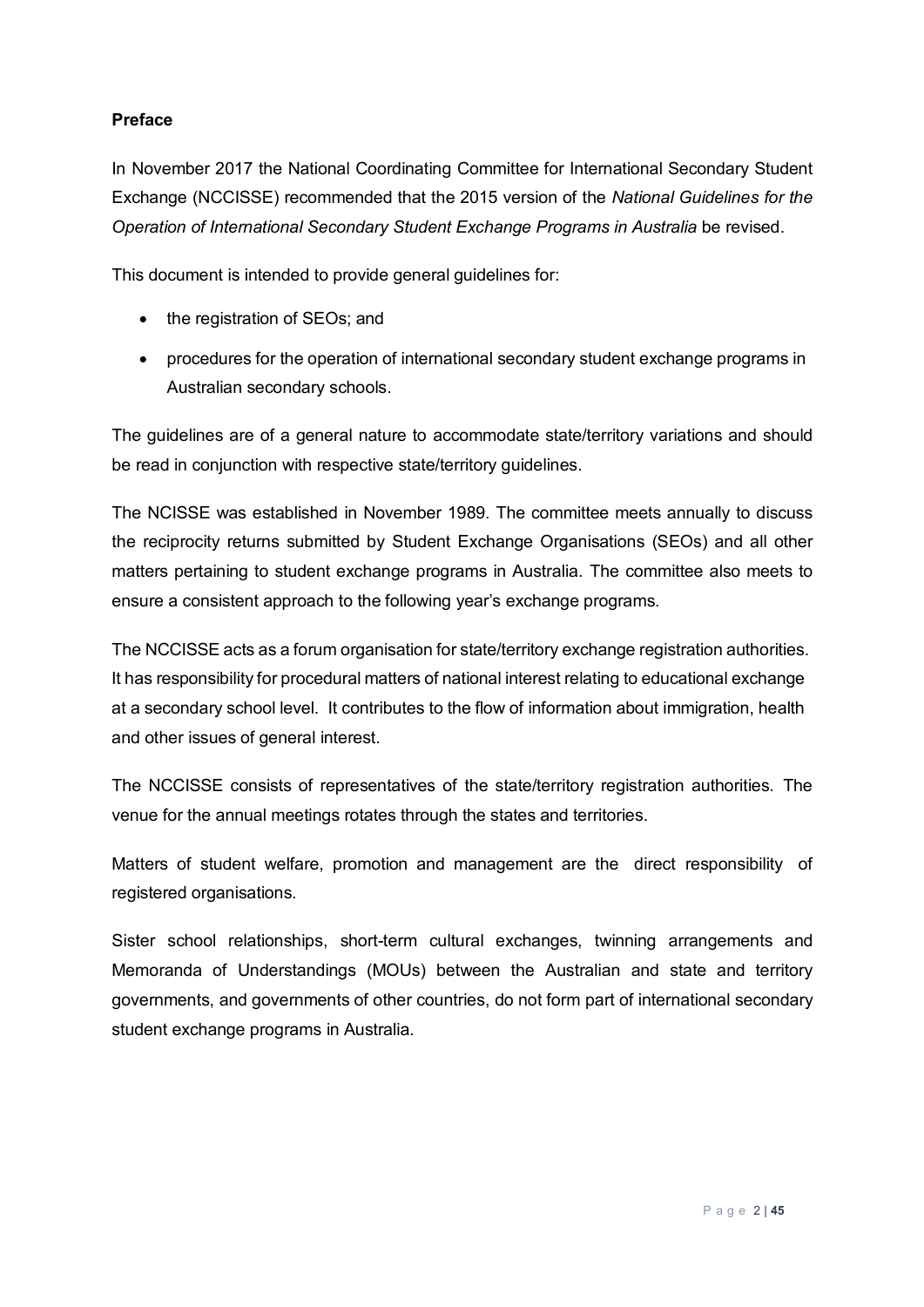**Preface**

In November 2017 the National Coordinating Committee for International Secondary Student Exchange (NCCISSE) recommended that the 2015 version of the *National Guidelines for the Operation of International Secondary Student Exchange Programs in Australia* be revised.

This document is intended to provide general guidelines for:

- the registration of SEOs; and
- procedures for the operation of international secondary student exchange programs in Australian secondary schools.

The guidelines are of a general nature to accommodate state/territory variations and should be read in conjunction with respective state/territory guidelines.

The NCISSE was established in November 1989. The committee meets annually to discuss the reciprocity returns submitted by Student Exchange Organisations (SEOs) and all other matters pertaining to student exchange programs in Australia. The committee also meets to ensure a consistent approach to the following year's exchange programs.

The NCCISSE acts as a forum organisation for state/territory exchange registration authorities. It has responsibility for procedural matters of national interest relating to educational exchange at a secondary school level. It contributes to the flow of information about immigration, health and other issues of general interest.

The NCCISSE consists of representatives of the state/territory registration authorities. The venue for the annual meetings rotates through the states and territories.

Matters of student welfare, promotion and management are the direct responsibility of registered organisations.

Sister school relationships, short-term cultural exchanges, twinning arrangements and Memoranda of Understandings (MOUs) between the Australian and state and territory governments, and governments of other countries, do not form part of international secondary student exchange programs in Australia.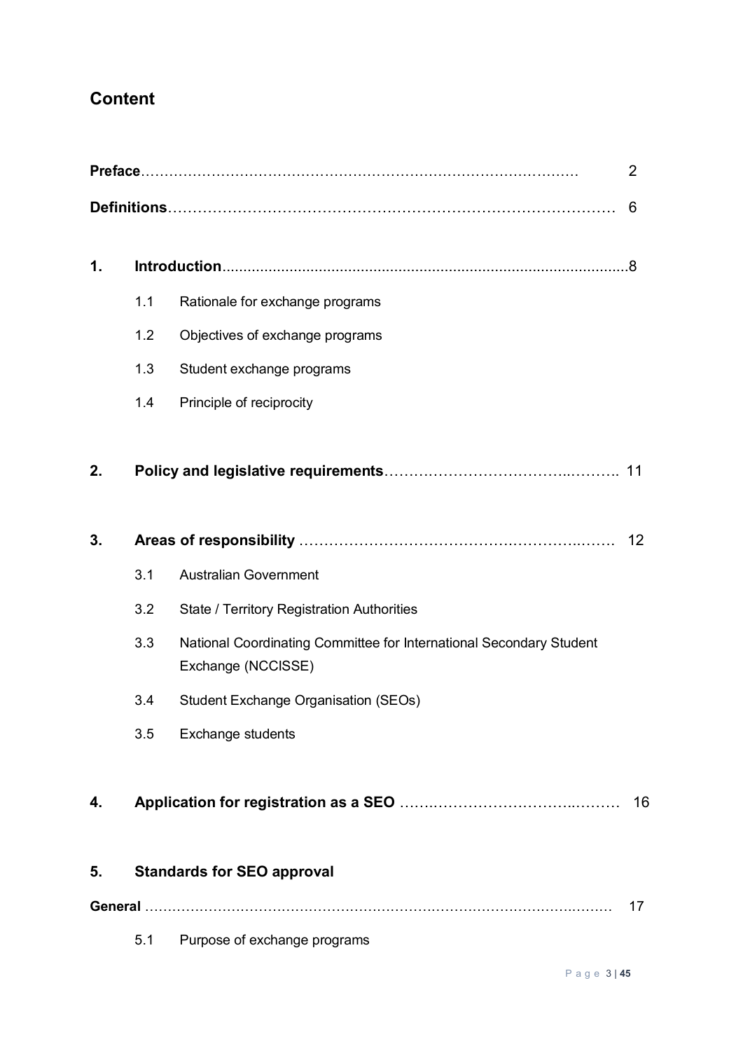## Content

**Preface**……………………………………………………………………………… 2

**Definitions**…………………………………………………………………………… 6

**1. Introduction**...............................................................................................8

- 1.1 Rationale for exchange programs
- 1.2 Objectives of exchange programs
- 1.3 Student exchange programs
- 1.4 Principle of reciprocity

**2. Policy and legislative requirements**…………………………………………. 11

**3. Areas of responsibility** ……………………………………………………. 12

- 3.1 Australian Government
- 3.2 State / Territory Registration Authorities
- 3.3 National Coordinating Committee for International Secondary Student Exchange (NCCISSE)
- 3.4 Student Exchange Organisation (SEOs)
- 3.5 Exchange students

**4. Application for registration as a SEO** ………………………………… 16

**5. Standards for SEO approval**

**General** …………………………………………………………………………… 17

- 5.1 Purpose of exchange programs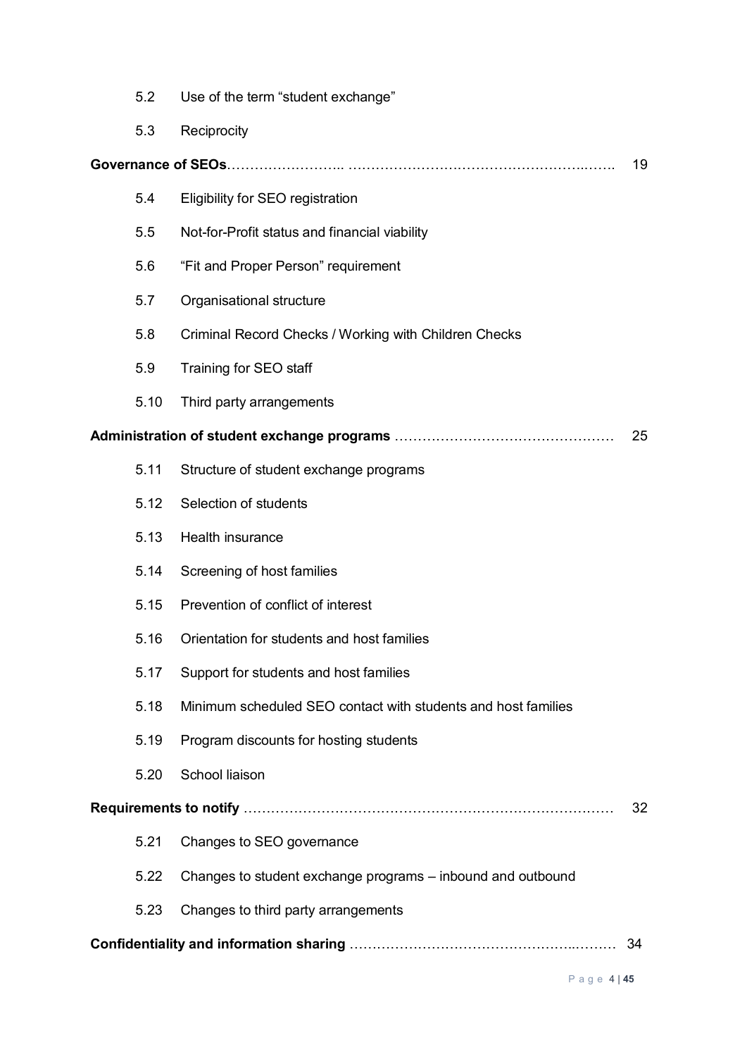5.2 Use of the term "student exchange"

5.3 Reciprocity

**Governance of SEOs** ........................ ........................................................ 19

5.4 Eligibility for SEO registration

5.5 Not-for-Profit status and financial viability

5.6 "Fit and Proper Person" requirement

5.7 Organisational structure

5.8 Criminal Record Checks / Working with Children Checks

5.9 Training for SEO staff

5.10 Third party arrangements

**Administration of student exchange programs** ............................................ 25

5.11 Structure of student exchange programs

5.12 Selection of students

5.13 Health insurance

5.14 Screening of host families

5.15 Prevention of conflict of interest

5.16 Orientation for students and host families

5.17 Support for students and host families

5.18 Minimum scheduled SEO contact with students and host families

5.19 Program discounts for hosting students

5.20 School liaison

**Requirements to notify** .............................................................................. 32

5.21 Changes to SEO governance

5.22 Changes to student exchange programs – inbound and outbound

5.23 Changes to third party arrangements

**Confidentiality and information sharing** ................................................... 34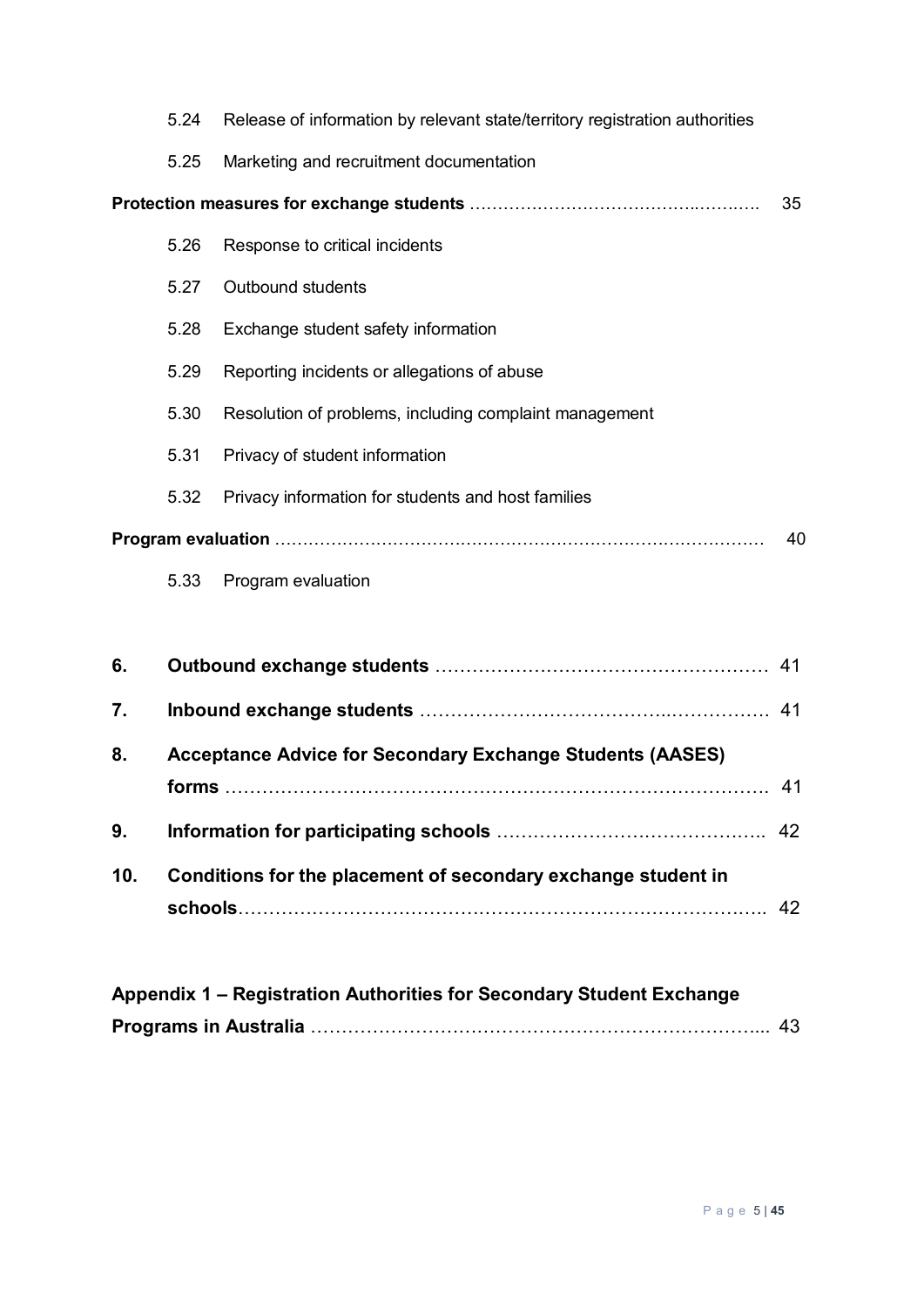5.24 Release of information by relevant state/territory registration authorities

5.25 Marketing and recruitment documentation

**Protection measures for exchange students** …………………………………..……..…. 35

5.26 Response to critical incidents

5.27 Outbound students

5.28 Exchange student safety information

5.29 Reporting incidents or allegations of abuse

5.30 Resolution of problems, including complaint management

5.31 Privacy of student information

5.32 Privacy information for students and host families

**Program evaluation** …….……………….…………………………….…….…….……… 40

5.33 Program evaluation

**6. Outbound exchange students** ……………………………………………… 41

**7. Inbound exchange students** ………………………………..……………. 41

**8. Acceptance Advice for Secondary Exchange Students (AASES) forms** ………………………………………………………………………………. 41

**9. Information for participating schools** ……………………….…………….. 42

**10. Conditions for the placement of secondary exchange student in schools**……………………….……………………………………………….. 42

**Appendix 1 – Registration Authorities for Secondary Student Exchange Programs in Australia** ……………………………….……………………………... 43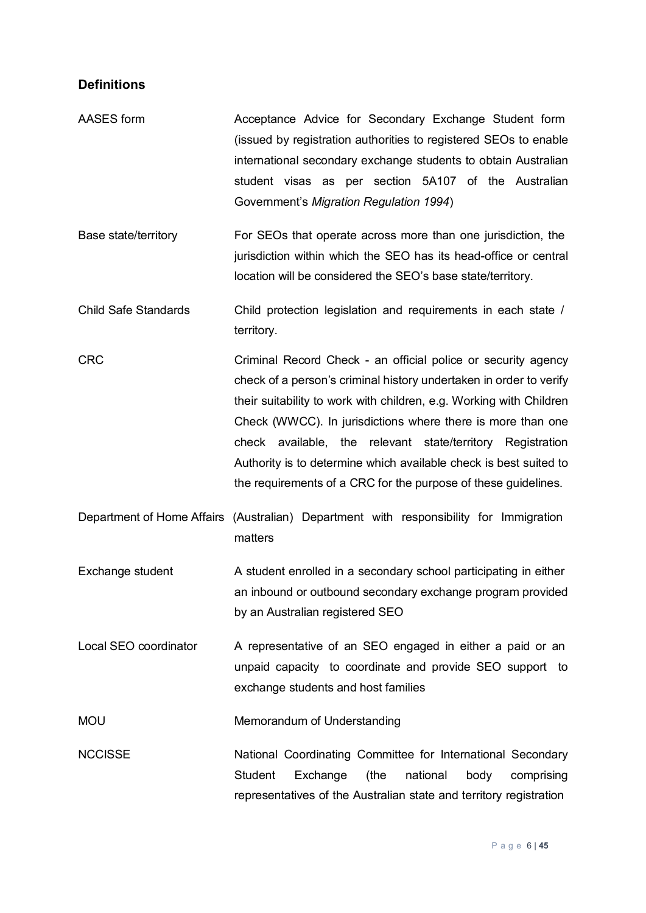## Definitions

| | |
|---|---|
| AASES form | Acceptance Advice for Secondary Exchange Student form (issued by registration authorities to registered SEOs to enable international secondary exchange students to obtain Australian student visas as per section 5A107 of the Australian Government's *Migration Regulation 1994*) |
| Base state/territory | For SEOs that operate across more than one jurisdiction, the jurisdiction within which the SEO has its head-office or central location will be considered the SEO's base state/territory. |
| Child Safe Standards | Child protection legislation and requirements in each state / territory. |
| CRC | Criminal Record Check - an official police or security agency check of a person's criminal history undertaken in order to verify their suitability to work with children, e.g. Working with Children Check (WWCC). In jurisdictions where there is more than one check available, the relevant state/territory Registration Authority is to determine which available check is best suited to the requirements of a CRC for the purpose of these guidelines. |
| Department of Home Affairs | (Australian) Department with responsibility for Immigration matters |
| Exchange student | A student enrolled in a secondary school participating in either an inbound or outbound secondary exchange program provided by an Australian registered SEO |
| Local SEO coordinator | A representative of an SEO engaged in either a paid or an unpaid capacity to coordinate and provide SEO support to exchange students and host families |
| MOU | Memorandum of Understanding |
| NCCISSE | National Coordinating Committee for International Secondary Student Exchange (the national body comprising representatives of the Australian state and territory registration |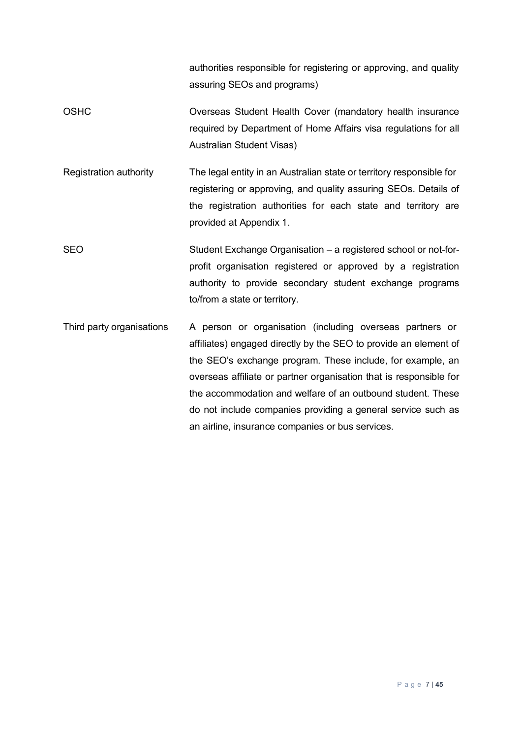| | |
|---|---|
| | authorities responsible for registering or approving, and quality assuring SEOs and programs) |
| OSHC | Overseas Student Health Cover (mandatory health insurance required by Department of Home Affairs visa regulations for all Australian Student Visas) |
| Registration authority | The legal entity in an Australian state or territory responsible for registering or approving, and quality assuring SEOs. Details of the registration authorities for each state and territory are provided at Appendix 1. |
| SEO | Student Exchange Organisation – a registered school or not-for-profit organisation registered or approved by a registration authority to provide secondary student exchange programs to/from a state or territory. |
| Third party organisations | A person or organisation (including overseas partners or affiliates) engaged directly by the SEO to provide an element of the SEO's exchange program. These include, for example, an overseas affiliate or partner organisation that is responsible for the accommodation and welfare of an outbound student. These do not include companies providing a general service such as an airline, insurance companies or bus services. |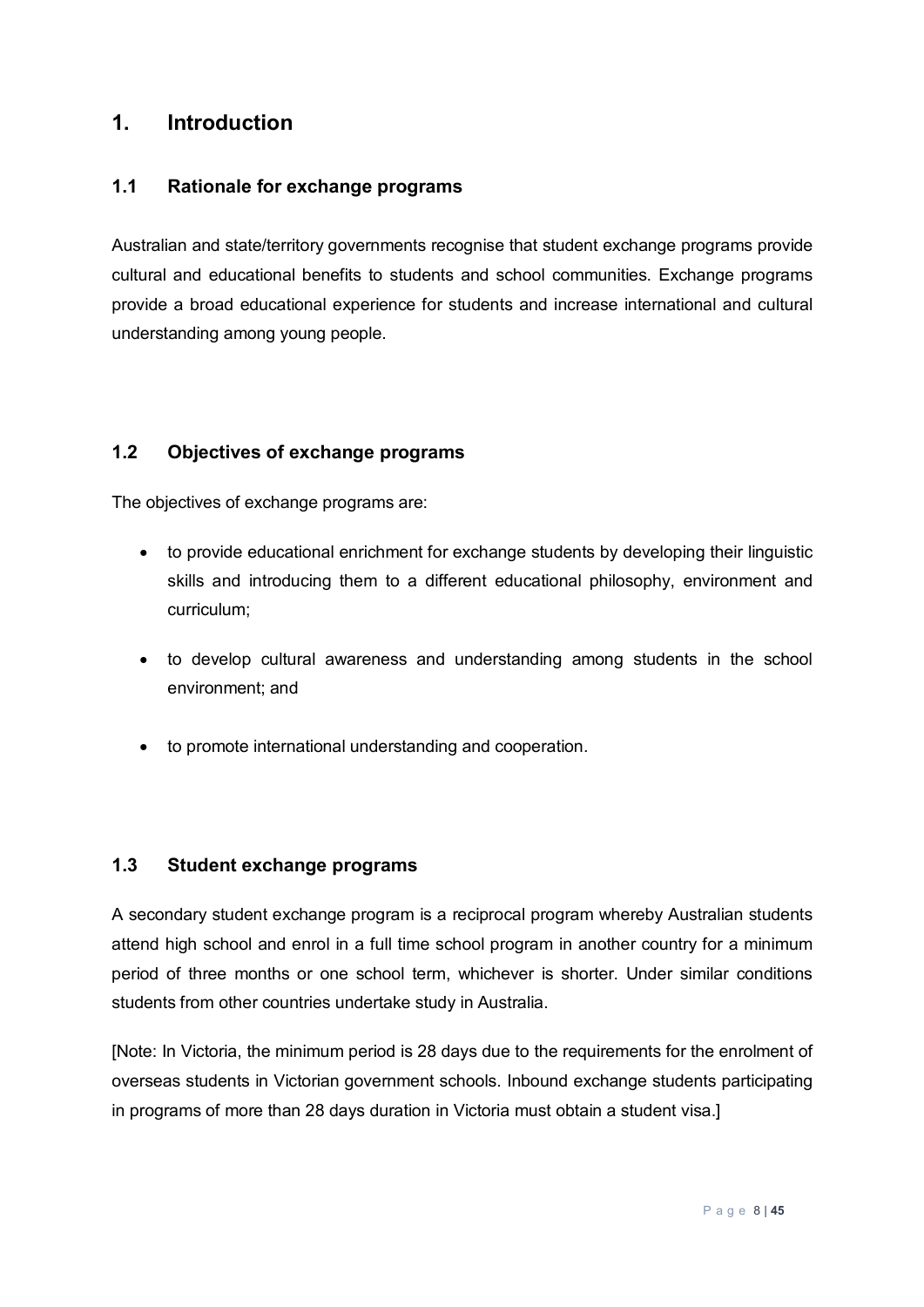# 1. Introduction

## 1.1 Rationale for exchange programs

Australian and state/territory governments recognise that student exchange programs provide cultural and educational benefits to students and school communities. Exchange programs provide a broad educational experience for students and increase international and cultural understanding among young people.

## 1.2 Objectives of exchange programs

The objectives of exchange programs are:

- to provide educational enrichment for exchange students by developing their linguistic skills and introducing them to a different educational philosophy, environment and curriculum;
- to develop cultural awareness and understanding among students in the school environment; and
- to promote international understanding and cooperation.

## 1.3 Student exchange programs

A secondary student exchange program is a reciprocal program whereby Australian students attend high school and enrol in a full time school program in another country for a minimum period of three months or one school term, whichever is shorter. Under similar conditions students from other countries undertake study in Australia.

[Note: In Victoria, the minimum period is 28 days due to the requirements for the enrolment of overseas students in Victorian government schools. Inbound exchange students participating in programs of more than 28 days duration in Victoria must obtain a student visa.]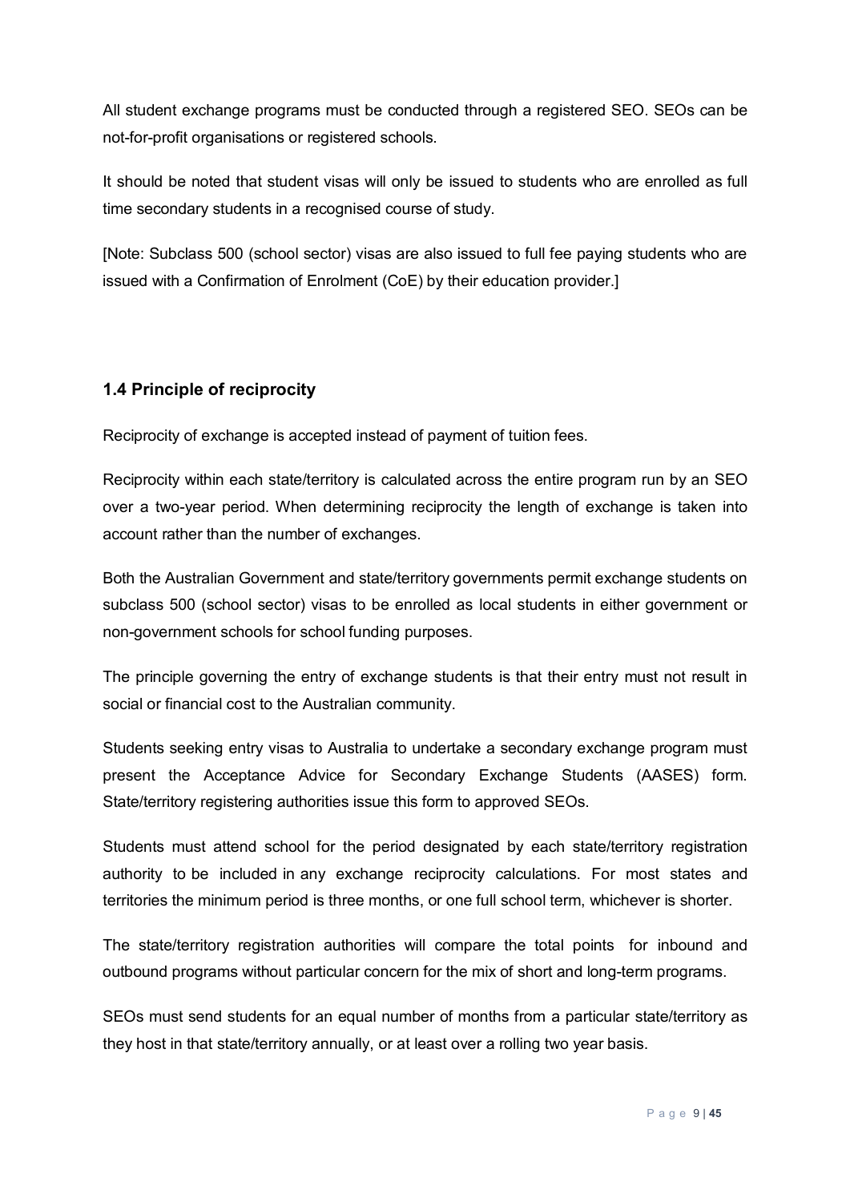All student exchange programs must be conducted through a registered SEO. SEOs can be not-for-profit organisations or registered schools.

It should be noted that student visas will only be issued to students who are enrolled as full time secondary students in a recognised course of study.

[Note: Subclass 500 (school sector) visas are also issued to full fee paying students who are issued with a Confirmation of Enrolment (CoE) by their education provider.]

### 1.4 Principle of reciprocity

Reciprocity of exchange is accepted instead of payment of tuition fees.

Reciprocity within each state/territory is calculated across the entire program run by an SEO over a two-year period. When determining reciprocity the length of exchange is taken into account rather than the number of exchanges.

Both the Australian Government and state/territory governments permit exchange students on subclass 500 (school sector) visas to be enrolled as local students in either government or non-government schools for school funding purposes.

The principle governing the entry of exchange students is that their entry must not result in social or financial cost to the Australian community.

Students seeking entry visas to Australia to undertake a secondary exchange program must present the Acceptance Advice for Secondary Exchange Students (AASES) form. State/territory registering authorities issue this form to approved SEOs.

Students must attend school for the period designated by each state/territory registration authority to be included in any exchange reciprocity calculations. For most states and territories the minimum period is three months, or one full school term, whichever is shorter.

The state/territory registration authorities will compare the total points for inbound and outbound programs without particular concern for the mix of short and long-term programs.

SEOs must send students for an equal number of months from a particular state/territory as they host in that state/territory annually, or at least over a rolling two year basis.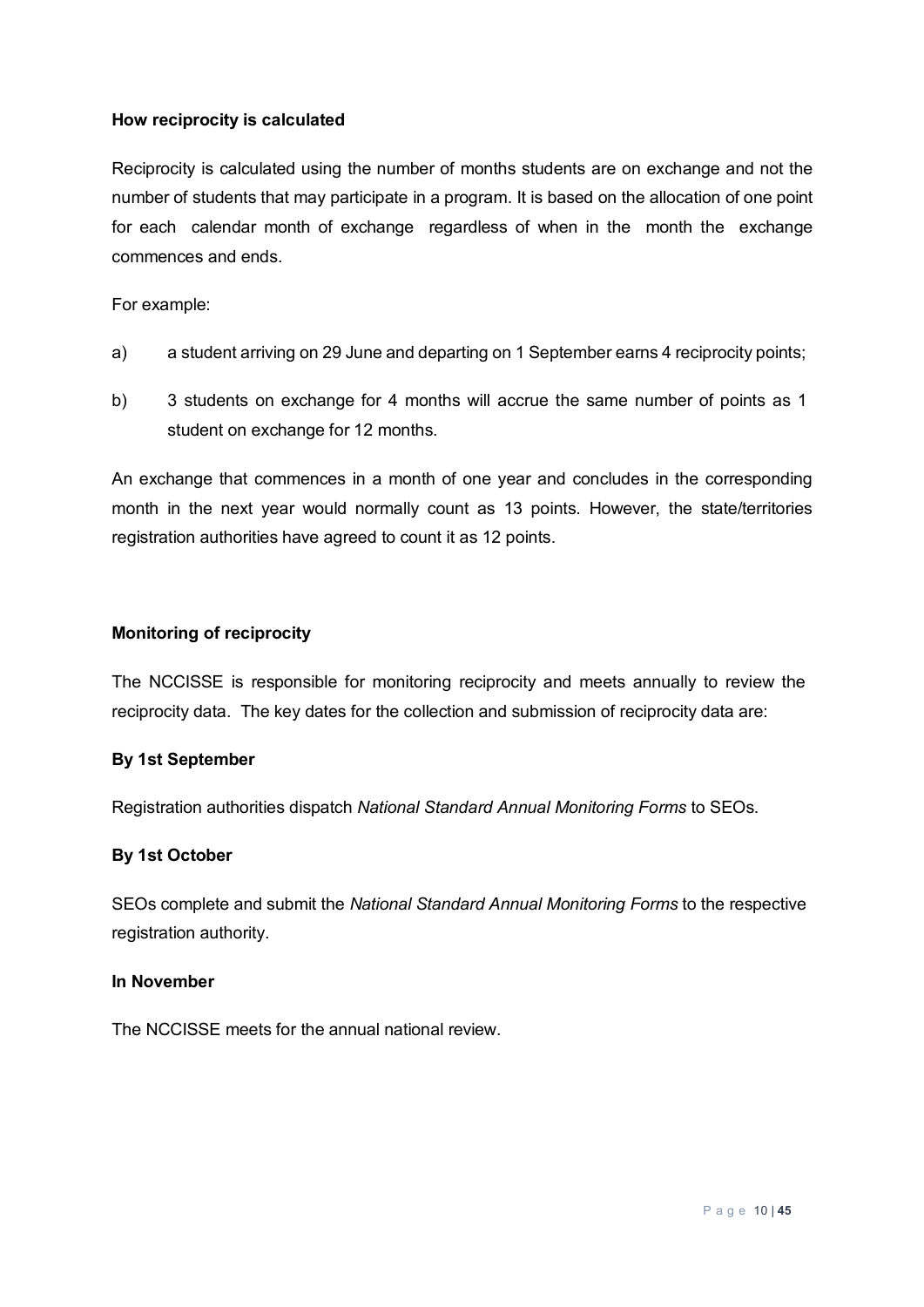**How reciprocity is calculated**

Reciprocity is calculated using the number of months students are on exchange and not the number of students that may participate in a program. It is based on the allocation of one point for each calendar month of exchange regardless of when in the month the exchange commences and ends.

For example:

a) a student arriving on 29 June and departing on 1 September earns 4 reciprocity points;

b) 3 students on exchange for 4 months will accrue the same number of points as 1 student on exchange for 12 months.

An exchange that commences in a month of one year and concludes in the corresponding month in the next year would normally count as 13 points. However, the state/territories registration authorities have agreed to count it as 12 points.

**Monitoring of reciprocity**

The NCCISSE is responsible for monitoring reciprocity and meets annually to review the reciprocity data. The key dates for the collection and submission of reciprocity data are:

**By 1st September**

Registration authorities dispatch *National Standard Annual Monitoring Forms* to SEOs.

**By 1st October**

SEOs complete and submit the *National Standard Annual Monitoring Forms* to the respective registration authority.

**In November**

The NCCISSE meets for the annual national review.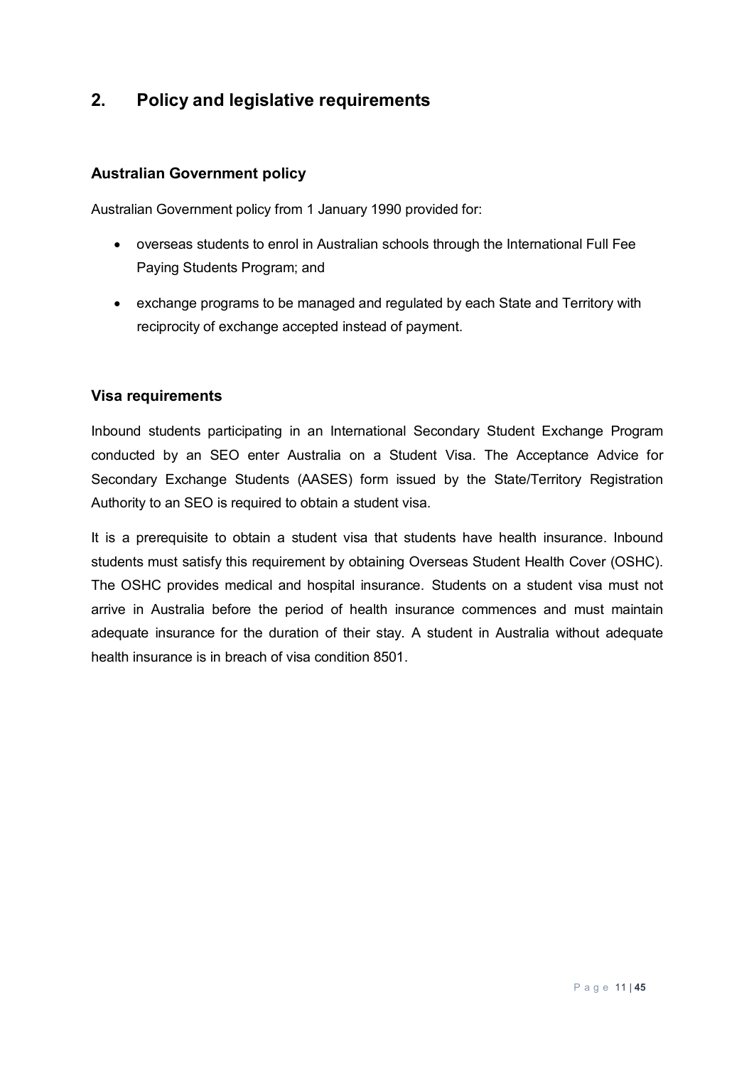## 2. Policy and legislative requirements

### Australian Government policy

Australian Government policy from 1 January 1990 provided for:

- overseas students to enrol in Australian schools through the International Full Fee Paying Students Program; and
- exchange programs to be managed and regulated by each State and Territory with reciprocity of exchange accepted instead of payment.

### Visa requirements

Inbound students participating in an International Secondary Student Exchange Program conducted by an SEO enter Australia on a Student Visa. The Acceptance Advice for Secondary Exchange Students (AASES) form issued by the State/Territory Registration Authority to an SEO is required to obtain a student visa.

It is a prerequisite to obtain a student visa that students have health insurance. Inbound students must satisfy this requirement by obtaining Overseas Student Health Cover (OSHC). The OSHC provides medical and hospital insurance. Students on a student visa must not arrive in Australia before the period of health insurance commences and must maintain adequate insurance for the duration of their stay. A student in Australia without adequate health insurance is in breach of visa condition 8501.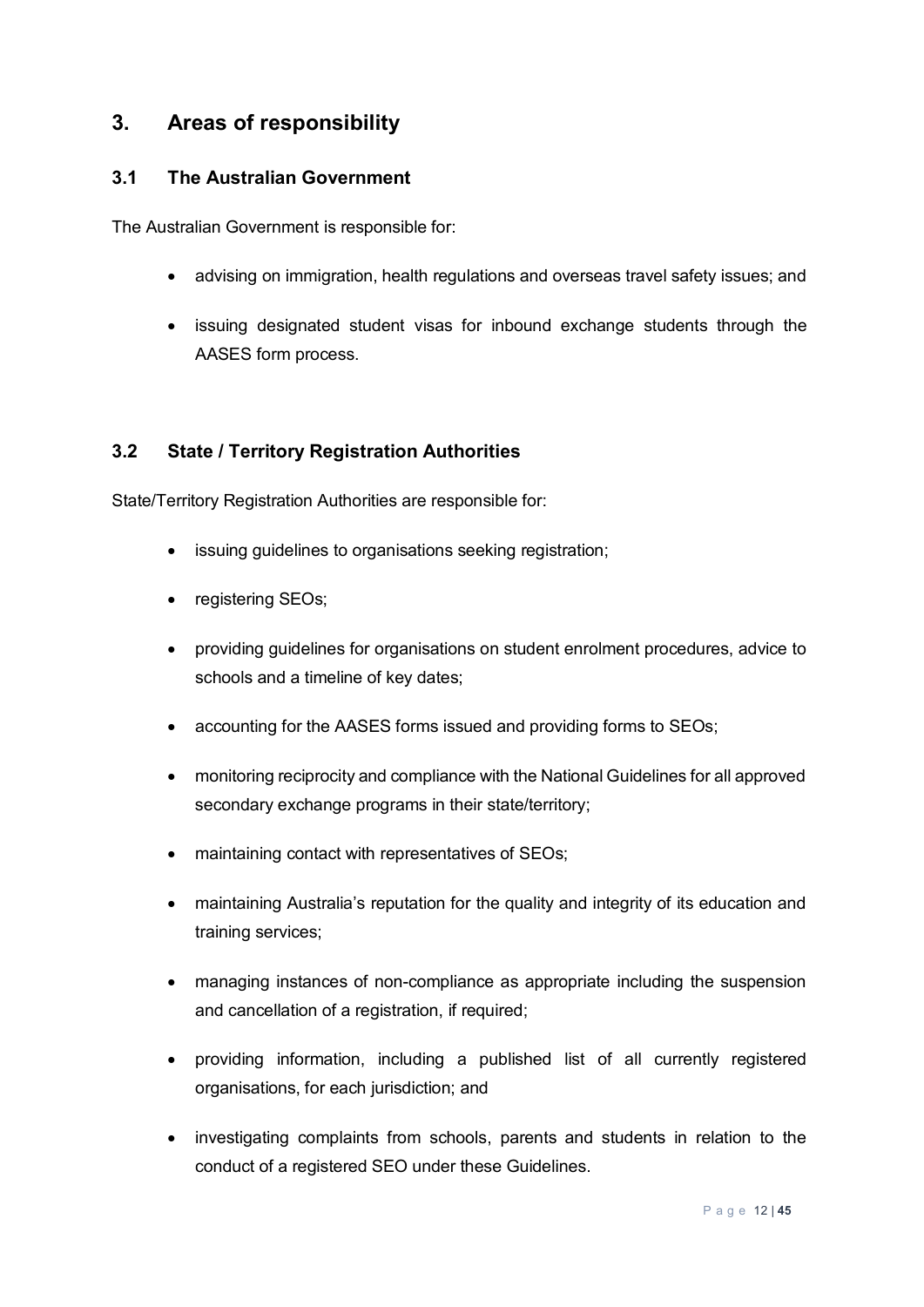## 3. Areas of responsibility

### 3.1 The Australian Government

The Australian Government is responsible for:

- advising on immigration, health regulations and overseas travel safety issues; and
- issuing designated student visas for inbound exchange students through the AASES form process.

### 3.2 State / Territory Registration Authorities

State/Territory Registration Authorities are responsible for:

- issuing guidelines to organisations seeking registration;
- registering SEOs;
- providing guidelines for organisations on student enrolment procedures, advice to schools and a timeline of key dates;
- accounting for the AASES forms issued and providing forms to SEOs;
- monitoring reciprocity and compliance with the National Guidelines for all approved secondary exchange programs in their state/territory;
- maintaining contact with representatives of SEOs;
- maintaining Australia's reputation for the quality and integrity of its education and training services;
- managing instances of non-compliance as appropriate including the suspension and cancellation of a registration, if required;
- providing information, including a published list of all currently registered organisations, for each jurisdiction; and
- investigating complaints from schools, parents and students in relation to the conduct of a registered SEO under these Guidelines.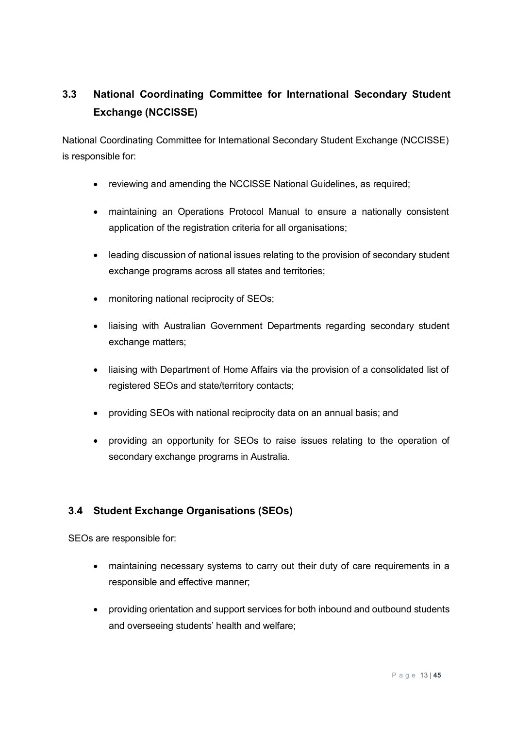## 3.3 National Coordinating Committee for International Secondary Student Exchange (NCCISSE)

National Coordinating Committee for International Secondary Student Exchange (NCCISSE) is responsible for:

- reviewing and amending the NCCISSE National Guidelines, as required;
- maintaining an Operations Protocol Manual to ensure a nationally consistent application of the registration criteria for all organisations;
- leading discussion of national issues relating to the provision of secondary student exchange programs across all states and territories;
- monitoring national reciprocity of SEOs;
- liaising with Australian Government Departments regarding secondary student exchange matters;
- liaising with Department of Home Affairs via the provision of a consolidated list of registered SEOs and state/territory contacts;
- providing SEOs with national reciprocity data on an annual basis; and
- providing an opportunity for SEOs to raise issues relating to the operation of secondary exchange programs in Australia.

## 3.4 Student Exchange Organisations (SEOs)

SEOs are responsible for:

- maintaining necessary systems to carry out their duty of care requirements in a responsible and effective manner;
- providing orientation and support services for both inbound and outbound students and overseeing students' health and welfare;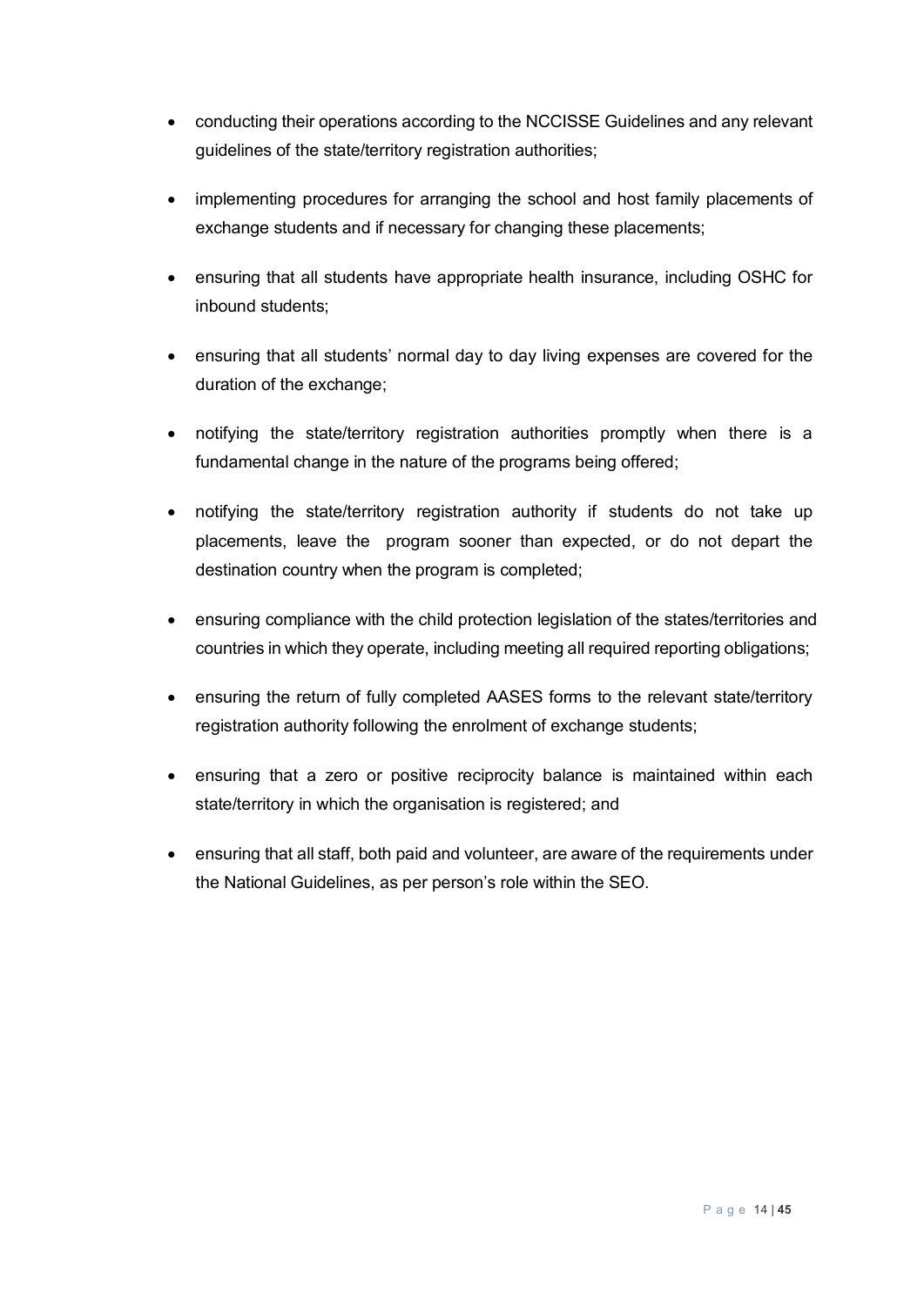- conducting their operations according to the NCCISSE Guidelines and any relevant guidelines of the state/territory registration authorities;
- implementing procedures for arranging the school and host family placements of exchange students and if necessary for changing these placements;
- ensuring that all students have appropriate health insurance, including OSHC for inbound students;
- ensuring that all students' normal day to day living expenses are covered for the duration of the exchange;
- notifying the state/territory registration authorities promptly when there is a fundamental change in the nature of the programs being offered;
- notifying the state/territory registration authority if students do not take up placements, leave the program sooner than expected, or do not depart the destination country when the program is completed;
- ensuring compliance with the child protection legislation of the states/territories and countries in which they operate, including meeting all required reporting obligations;
- ensuring the return of fully completed AASES forms to the relevant state/territory registration authority following the enrolment of exchange students;
- ensuring that a zero or positive reciprocity balance is maintained within each state/territory in which the organisation is registered; and
- ensuring that all staff, both paid and volunteer, are aware of the requirements under the National Guidelines, as per person's role within the SEO.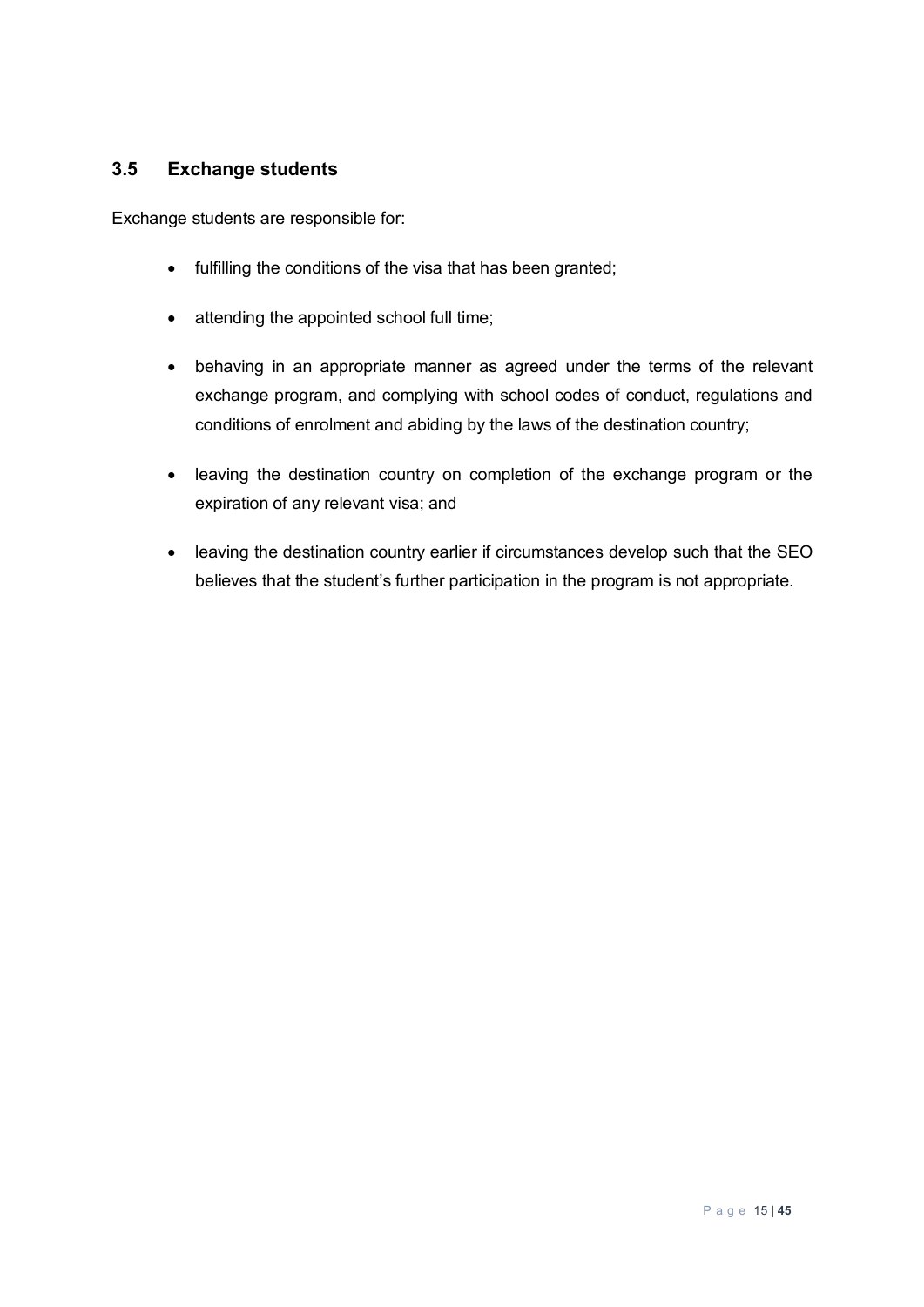## 3.5 Exchange students

Exchange students are responsible for:

- fulfilling the conditions of the visa that has been granted;
- attending the appointed school full time;
- behaving in an appropriate manner as agreed under the terms of the relevant exchange program, and complying with school codes of conduct, regulations and conditions of enrolment and abiding by the laws of the destination country;
- leaving the destination country on completion of the exchange program or the expiration of any relevant visa; and
- leaving the destination country earlier if circumstances develop such that the SEO believes that the student's further participation in the program is not appropriate.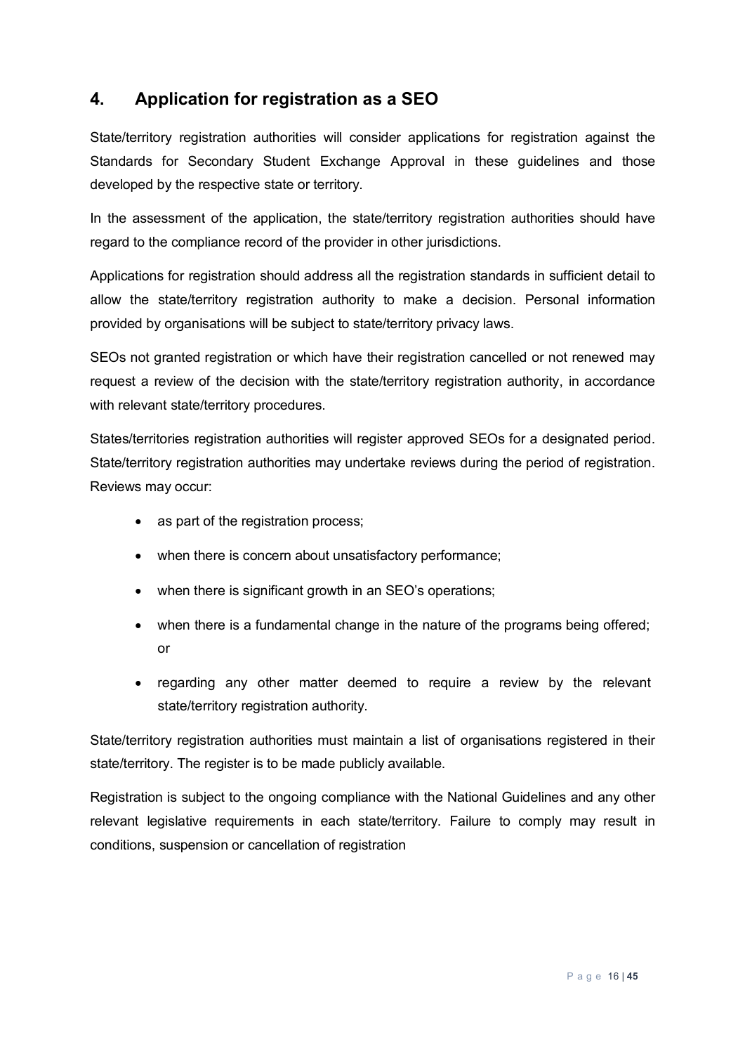## 4. Application for registration as a SEO

State/territory registration authorities will consider applications for registration against the Standards for Secondary Student Exchange Approval in these guidelines and those developed by the respective state or territory.

In the assessment of the application, the state/territory registration authorities should have regard to the compliance record of the provider in other jurisdictions.

Applications for registration should address all the registration standards in sufficient detail to allow the state/territory registration authority to make a decision. Personal information provided by organisations will be subject to state/territory privacy laws.

SEOs not granted registration or which have their registration cancelled or not renewed may request a review of the decision with the state/territory registration authority, in accordance with relevant state/territory procedures.

States/territories registration authorities will register approved SEOs for a designated period. State/territory registration authorities may undertake reviews during the period of registration. Reviews may occur:

- as part of the registration process;
- when there is concern about unsatisfactory performance;
- when there is significant growth in an SEO's operations;
- when there is a fundamental change in the nature of the programs being offered; or
- regarding any other matter deemed to require a review by the relevant state/territory registration authority.

State/territory registration authorities must maintain a list of organisations registered in their state/territory. The register is to be made publicly available.

Registration is subject to the ongoing compliance with the National Guidelines and any other relevant legislative requirements in each state/territory. Failure to comply may result in conditions, suspension or cancellation of registration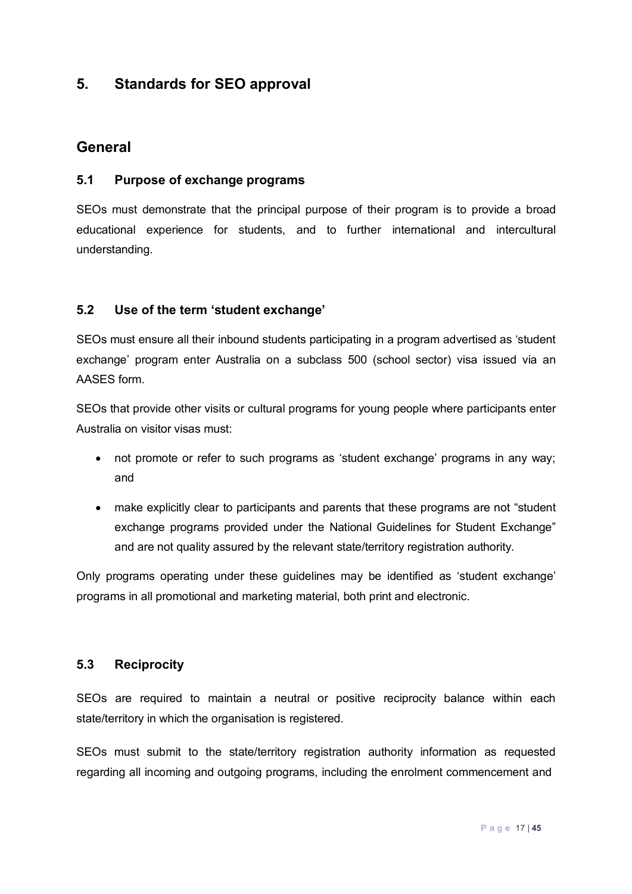# 5. Standards for SEO approval

## General

### 5.1 Purpose of exchange programs

SEOs must demonstrate that the principal purpose of their program is to provide a broad educational experience for students, and to further international and intercultural understanding.

### 5.2 Use of the term 'student exchange'

SEOs must ensure all their inbound students participating in a program advertised as 'student exchange' program enter Australia on a subclass 500 (school sector) visa issued via an AASES form.

SEOs that provide other visits or cultural programs for young people where participants enter Australia on visitor visas must:

- not promote or refer to such programs as 'student exchange' programs in any way; and
- make explicitly clear to participants and parents that these programs are not "student exchange programs provided under the National Guidelines for Student Exchange" and are not quality assured by the relevant state/territory registration authority.

Only programs operating under these guidelines may be identified as 'student exchange' programs in all promotional and marketing material, both print and electronic.

### 5.3 Reciprocity

SEOs are required to maintain a neutral or positive reciprocity balance within each state/territory in which the organisation is registered.

SEOs must submit to the state/territory registration authority information as requested regarding all incoming and outgoing programs, including the enrolment commencement and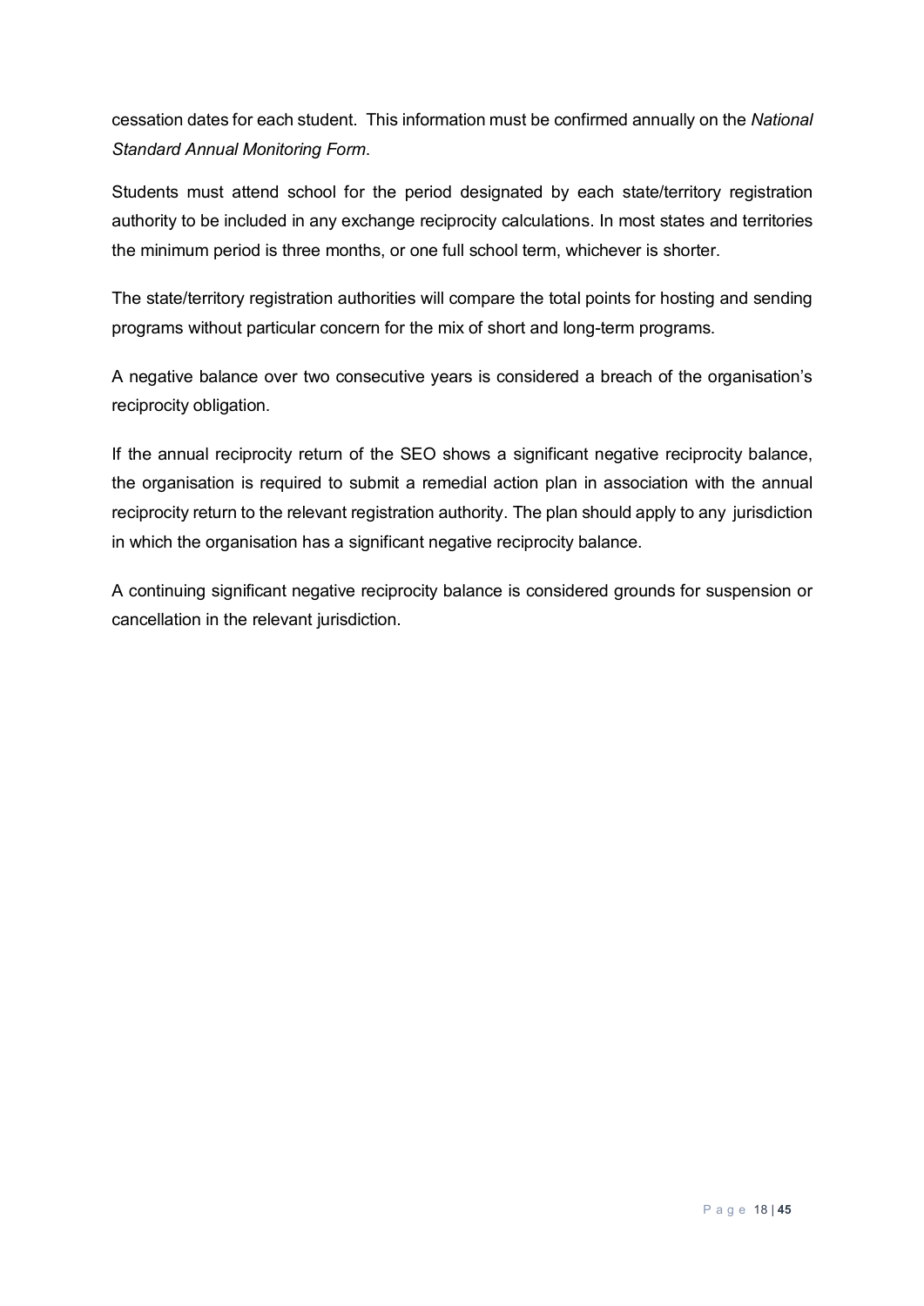cessation dates for each student. This information must be confirmed annually on the *National Standard Annual Monitoring Form*.

Students must attend school for the period designated by each state/territory registration authority to be included in any exchange reciprocity calculations. In most states and territories the minimum period is three months, or one full school term, whichever is shorter.

The state/territory registration authorities will compare the total points for hosting and sending programs without particular concern for the mix of short and long-term programs.

A negative balance over two consecutive years is considered a breach of the organisation's reciprocity obligation.

If the annual reciprocity return of the SEO shows a significant negative reciprocity balance, the organisation is required to submit a remedial action plan in association with the annual reciprocity return to the relevant registration authority. The plan should apply to any jurisdiction in which the organisation has a significant negative reciprocity balance.

A continuing significant negative reciprocity balance is considered grounds for suspension or cancellation in the relevant jurisdiction.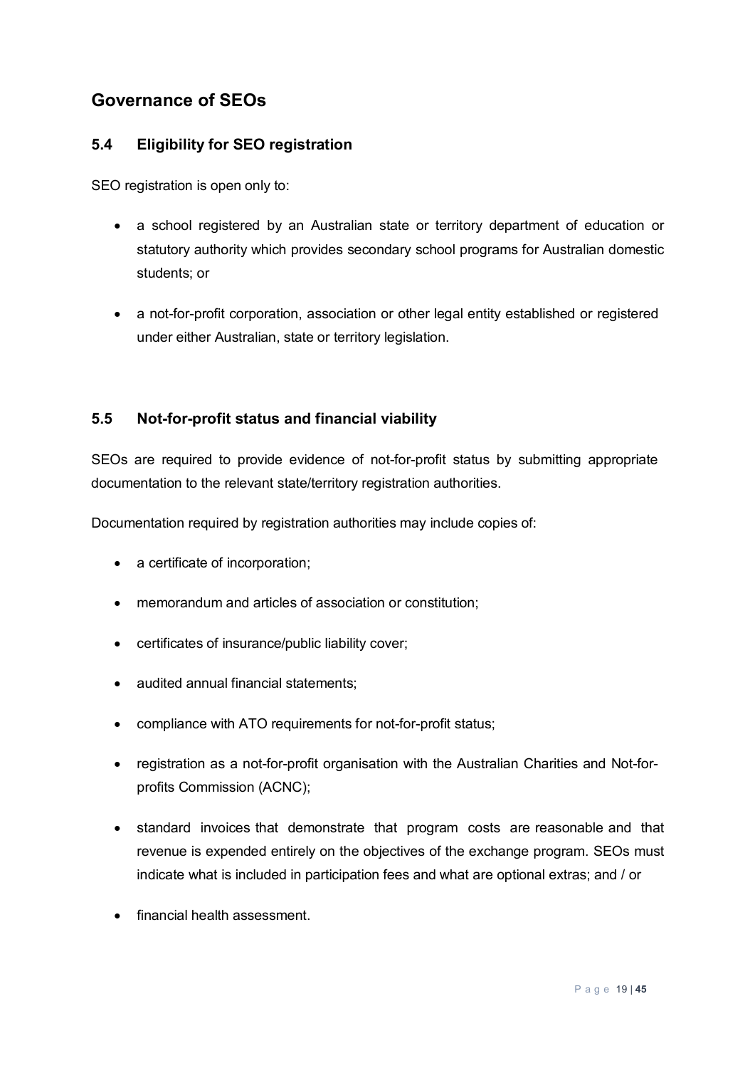## Governance of SEOs

### 5.4 Eligibility for SEO registration

SEO registration is open only to:

- a school registered by an Australian state or territory department of education or statutory authority which provides secondary school programs for Australian domestic students; or
- a not-for-profit corporation, association or other legal entity established or registered under either Australian, state or territory legislation.

### 5.5 Not-for-profit status and financial viability

SEOs are required to provide evidence of not-for-profit status by submitting appropriate documentation to the relevant state/territory registration authorities.

Documentation required by registration authorities may include copies of:

- a certificate of incorporation;
- memorandum and articles of association or constitution;
- certificates of insurance/public liability cover;
- audited annual financial statements;
- compliance with ATO requirements for not-for-profit status;
- registration as a not-for-profit organisation with the Australian Charities and Not-for-profits Commission (ACNC);
- standard invoices that demonstrate that program costs are reasonable and that revenue is expended entirely on the objectives of the exchange program. SEOs must indicate what is included in participation fees and what are optional extras; and / or
- financial health assessment.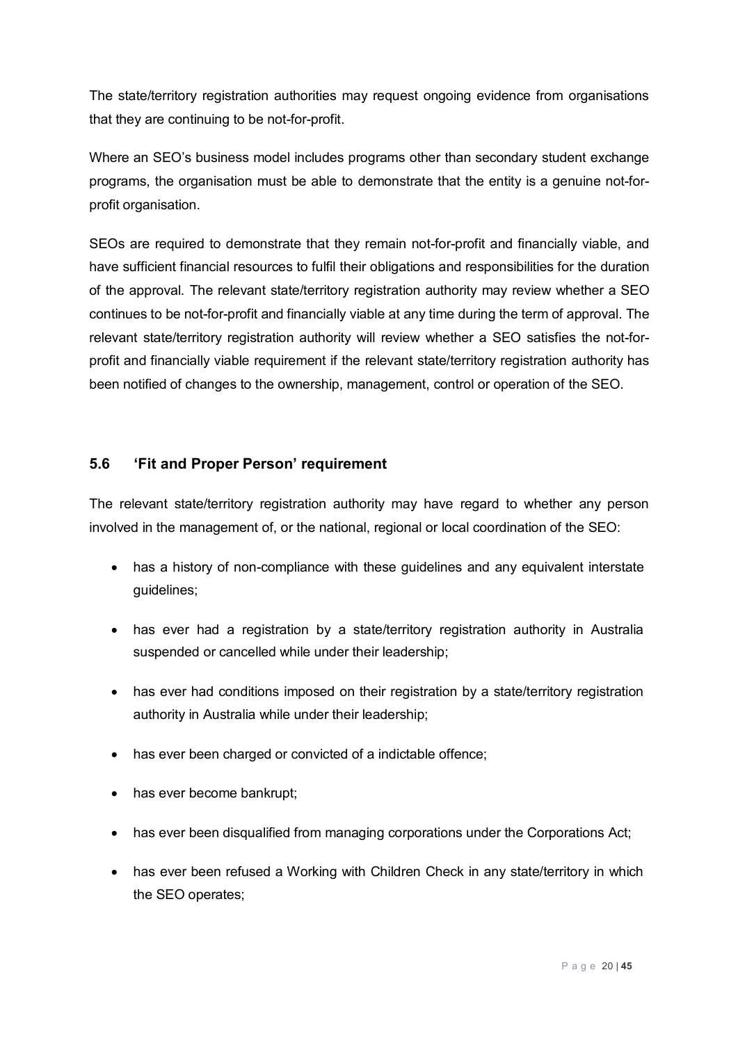The state/territory registration authorities may request ongoing evidence from organisations that they are continuing to be not-for-profit.

Where an SEO's business model includes programs other than secondary student exchange programs, the organisation must be able to demonstrate that the entity is a genuine not-for-profit organisation.

SEOs are required to demonstrate that they remain not-for-profit and financially viable, and have sufficient financial resources to fulfil their obligations and responsibilities for the duration of the approval. The relevant state/territory registration authority may review whether a SEO continues to be not-for-profit and financially viable at any time during the term of approval. The relevant state/territory registration authority will review whether a SEO satisfies the not-for-profit and financially viable requirement if the relevant state/territory registration authority has been notified of changes to the ownership, management, control or operation of the SEO.

### 5.6 'Fit and Proper Person' requirement

The relevant state/territory registration authority may have regard to whether any person involved in the management of, or the national, regional or local coordination of the SEO:

- has a history of non-compliance with these guidelines and any equivalent interstate guidelines;
- has ever had a registration by a state/territory registration authority in Australia suspended or cancelled while under their leadership;
- has ever had conditions imposed on their registration by a state/territory registration authority in Australia while under their leadership;
- has ever been charged or convicted of a indictable offence;
- has ever become bankrupt;
- has ever been disqualified from managing corporations under the Corporations Act;
- has ever been refused a Working with Children Check in any state/territory in which the SEO operates;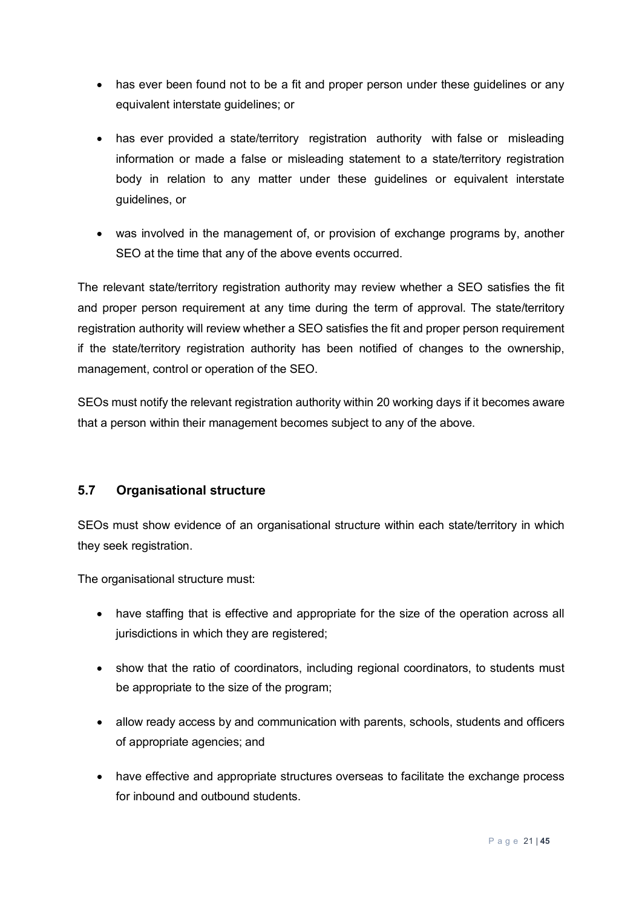- has ever been found not to be a fit and proper person under these guidelines or any equivalent interstate guidelines; or
- has ever provided a state/territory registration authority with false or misleading information or made a false or misleading statement to a state/territory registration body in relation to any matter under these guidelines or equivalent interstate guidelines, or
- was involved in the management of, or provision of exchange programs by, another SEO at the time that any of the above events occurred.

The relevant state/territory registration authority may review whether a SEO satisfies the fit and proper person requirement at any time during the term of approval. The state/territory registration authority will review whether a SEO satisfies the fit and proper person requirement if the state/territory registration authority has been notified of changes to the ownership, management, control or operation of the SEO.

SEOs must notify the relevant registration authority within 20 working days if it becomes aware that a person within their management becomes subject to any of the above.

## 5.7 Organisational structure

SEOs must show evidence of an organisational structure within each state/territory in which they seek registration.

The organisational structure must:

- have staffing that is effective and appropriate for the size of the operation across all jurisdictions in which they are registered;
- show that the ratio of coordinators, including regional coordinators, to students must be appropriate to the size of the program;
- allow ready access by and communication with parents, schools, students and officers of appropriate agencies; and
- have effective and appropriate structures overseas to facilitate the exchange process for inbound and outbound students.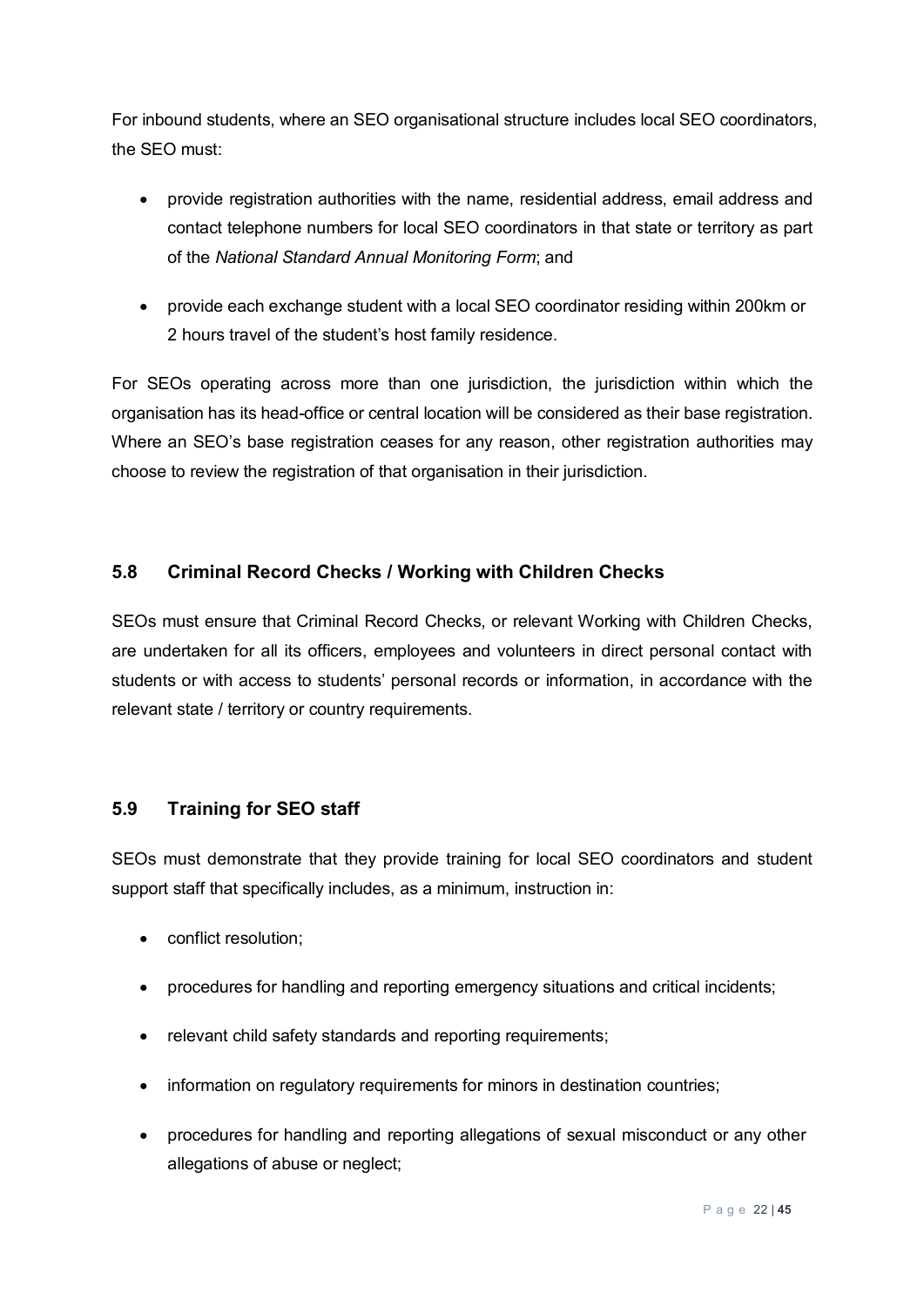For inbound students, where an SEO organisational structure includes local SEO coordinators, the SEO must:

- provide registration authorities with the name, residential address, email address and contact telephone numbers for local SEO coordinators in that state or territory as part of the *National Standard Annual Monitoring Form*; and
- provide each exchange student with a local SEO coordinator residing within 200km or 2 hours travel of the student's host family residence.

For SEOs operating across more than one jurisdiction, the jurisdiction within which the organisation has its head-office or central location will be considered as their base registration. Where an SEO's base registration ceases for any reason, other registration authorities may choose to review the registration of that organisation in their jurisdiction.

## 5.8 Criminal Record Checks / Working with Children Checks

SEOs must ensure that Criminal Record Checks, or relevant Working with Children Checks, are undertaken for all its officers, employees and volunteers in direct personal contact with students or with access to students' personal records or information, in accordance with the relevant state / territory or country requirements.

## 5.9 Training for SEO staff

SEOs must demonstrate that they provide training for local SEO coordinators and student support staff that specifically includes, as a minimum, instruction in:

- conflict resolution;
- procedures for handling and reporting emergency situations and critical incidents;
- relevant child safety standards and reporting requirements;
- information on regulatory requirements for minors in destination countries;
- procedures for handling and reporting allegations of sexual misconduct or any other allegations of abuse or neglect;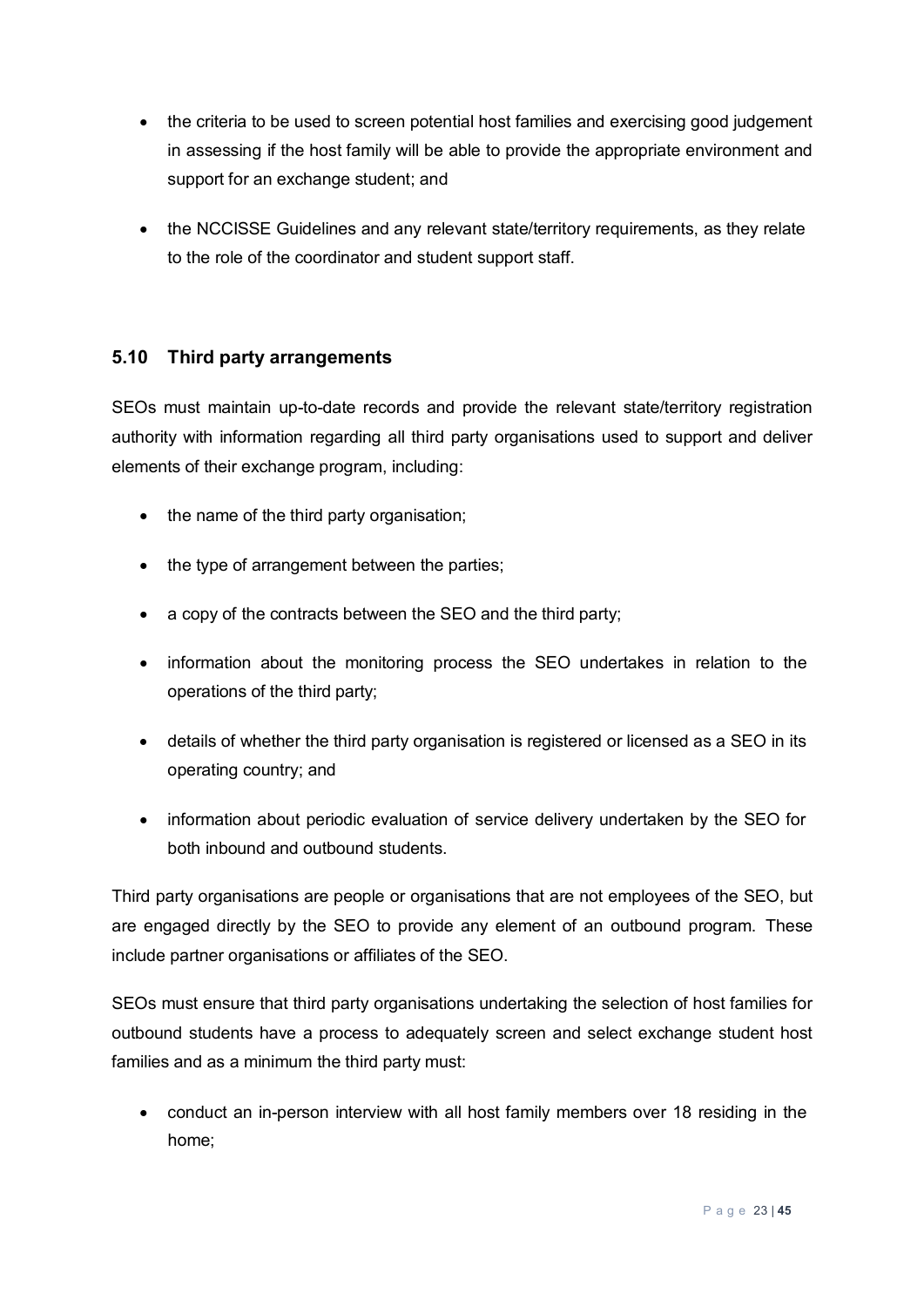- the criteria to be used to screen potential host families and exercising good judgement in assessing if the host family will be able to provide the appropriate environment and support for an exchange student; and

- the NCCISSE Guidelines and any relevant state/territory requirements, as they relate to the role of the coordinator and student support staff.

## 5.10 Third party arrangements

SEOs must maintain up-to-date records and provide the relevant state/territory registration authority with information regarding all third party organisations used to support and deliver elements of their exchange program, including:

- the name of the third party organisation;

- the type of arrangement between the parties;

- a copy of the contracts between the SEO and the third party;

- information about the monitoring process the SEO undertakes in relation to the operations of the third party;

- details of whether the third party organisation is registered or licensed as a SEO in its operating country; and

- information about periodic evaluation of service delivery undertaken by the SEO for both inbound and outbound students.

Third party organisations are people or organisations that are not employees of the SEO, but are engaged directly by the SEO to provide any element of an outbound program. These include partner organisations or affiliates of the SEO.

SEOs must ensure that third party organisations undertaking the selection of host families for outbound students have a process to adequately screen and select exchange student host families and as a minimum the third party must:

- conduct an in-person interview with all host family members over 18 residing in the home;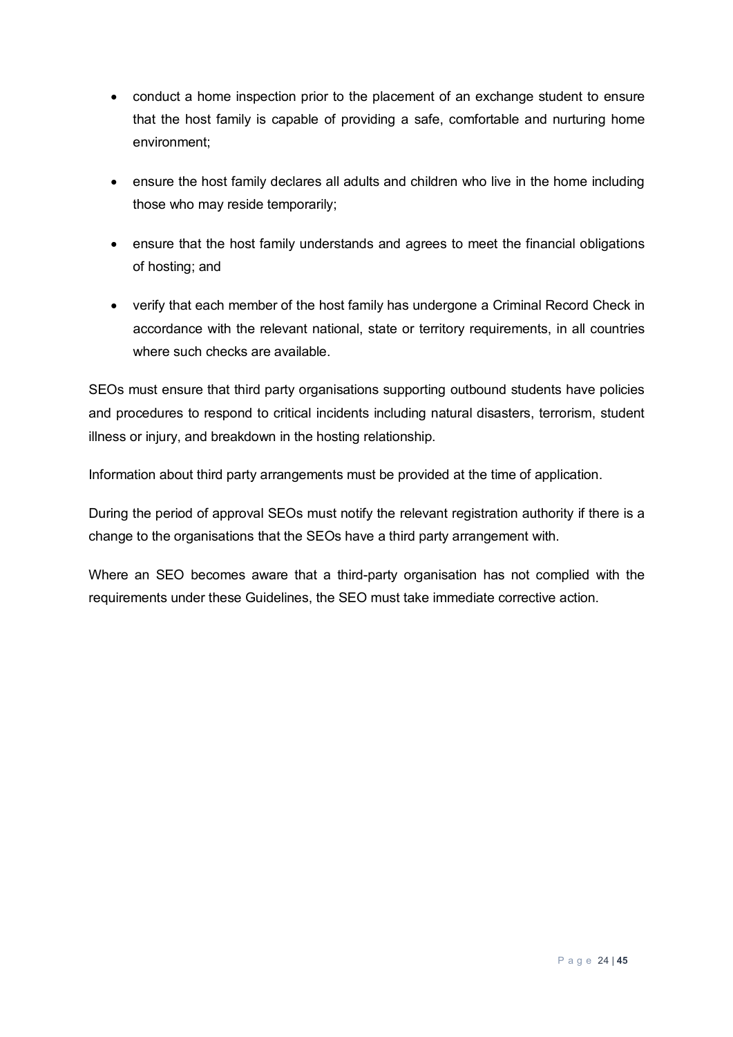- conduct a home inspection prior to the placement of an exchange student to ensure that the host family is capable of providing a safe, comfortable and nurturing home environment;

- ensure the host family declares all adults and children who live in the home including those who may reside temporarily;

- ensure that the host family understands and agrees to meet the financial obligations of hosting; and

- verify that each member of the host family has undergone a Criminal Record Check in accordance with the relevant national, state or territory requirements, in all countries where such checks are available.

SEOs must ensure that third party organisations supporting outbound students have policies and procedures to respond to critical incidents including natural disasters, terrorism, student illness or injury, and breakdown in the hosting relationship.

Information about third party arrangements must be provided at the time of application.

During the period of approval SEOs must notify the relevant registration authority if there is a change to the organisations that the SEOs have a third party arrangement with.

Where an SEO becomes aware that a third-party organisation has not complied with the requirements under these Guidelines, the SEO must take immediate corrective action.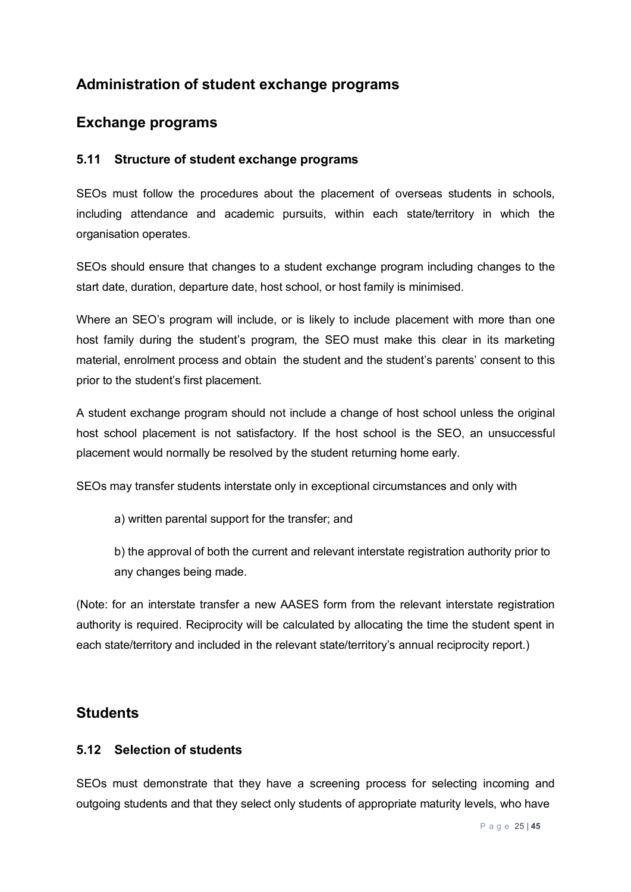## Administration of student exchange programs

## Exchange programs

### 5.11 Structure of student exchange programs

SEOs must follow the procedures about the placement of overseas students in schools, including attendance and academic pursuits, within each state/territory in which the organisation operates.

SEOs should ensure that changes to a student exchange program including changes to the start date, duration, departure date, host school, or host family is minimised.

Where an SEO's program will include, or is likely to include placement with more than one host family during the student's program, the SEO must make this clear in its marketing material, enrolment process and obtain the student and the student's parents' consent to this prior to the student's first placement.

A student exchange program should not include a change of host school unless the original host school placement is not satisfactory. If the host school is the SEO, an unsuccessful placement would normally be resolved by the student returning home early.

SEOs may transfer students interstate only in exceptional circumstances and only with

a) written parental support for the transfer; and

b) the approval of both the current and relevant interstate registration authority prior to any changes being made.

(Note: for an interstate transfer a new AASES form from the relevant interstate registration authority is required. Reciprocity will be calculated by allocating the time the student spent in each state/territory and included in the relevant state/territory's annual reciprocity report.)

## Students

### 5.12 Selection of students

SEOs must demonstrate that they have a screening process for selecting incoming and outgoing students and that they select only students of appropriate maturity levels, who have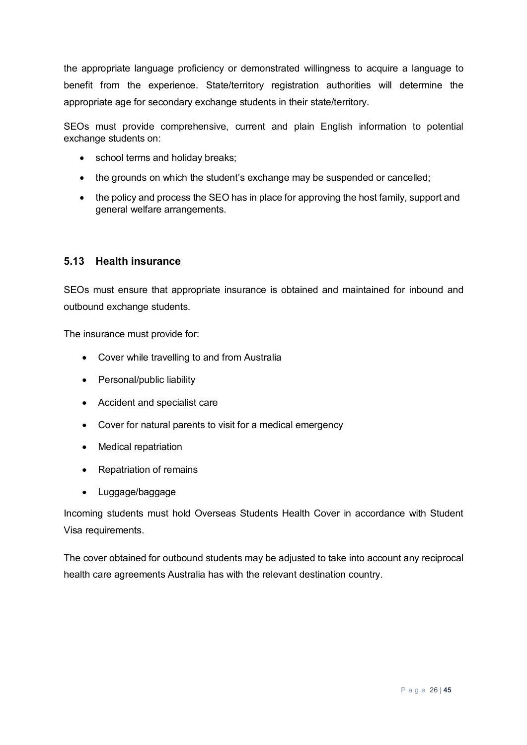the appropriate language proficiency or demonstrated willingness to acquire a language to benefit from the experience. State/territory registration authorities will determine the appropriate age for secondary exchange students in their state/territory.

SEOs must provide comprehensive, current and plain English information to potential exchange students on:

- school terms and holiday breaks;
- the grounds on which the student's exchange may be suspended or cancelled;
- the policy and process the SEO has in place for approving the host family, support and general welfare arrangements.

## 5.13 Health insurance

SEOs must ensure that appropriate insurance is obtained and maintained for inbound and outbound exchange students.

The insurance must provide for:

- Cover while travelling to and from Australia
- Personal/public liability
- Accident and specialist care
- Cover for natural parents to visit for a medical emergency
- Medical repatriation
- Repatriation of remains
- Luggage/baggage

Incoming students must hold Overseas Students Health Cover in accordance with Student Visa requirements.

The cover obtained for outbound students may be adjusted to take into account any reciprocal health care agreements Australia has with the relevant destination country.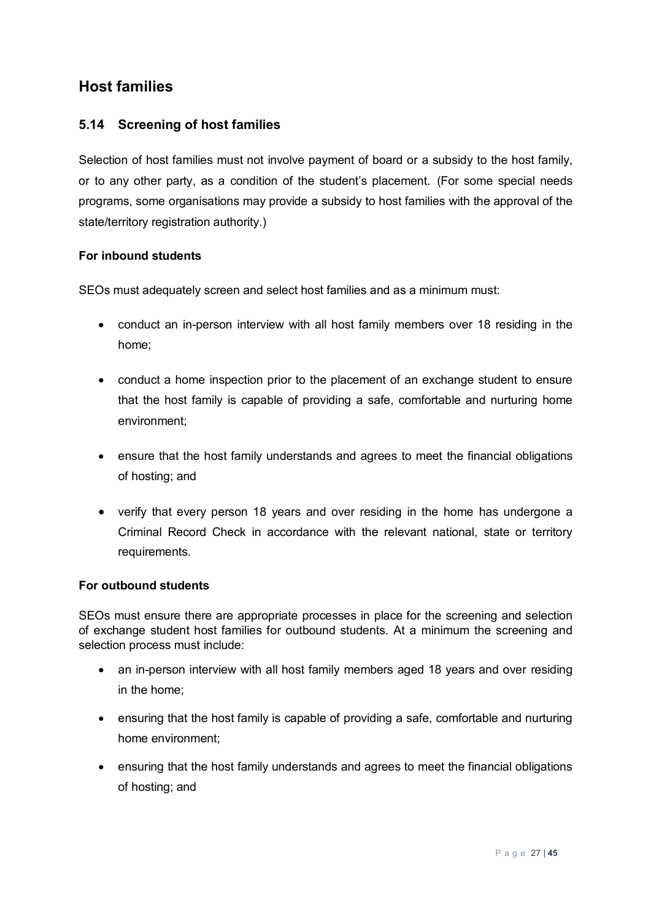## Host families

### 5.14 Screening of host families

Selection of host families must not involve payment of board or a subsidy to the host family, or to any other party, as a condition of the student's placement. (For some special needs programs, some organisations may provide a subsidy to host families with the approval of the state/territory registration authority.)

**For inbound students**

SEOs must adequately screen and select host families and as a minimum must:

- conduct an in-person interview with all host family members over 18 residing in the home;
- conduct a home inspection prior to the placement of an exchange student to ensure that the host family is capable of providing a safe, comfortable and nurturing home environment;
- ensure that the host family understands and agrees to meet the financial obligations of hosting; and
- verify that every person 18 years and over residing in the home has undergone a Criminal Record Check in accordance with the relevant national, state or territory requirements.

**For outbound students**

SEOs must ensure there are appropriate processes in place for the screening and selection of exchange student host families for outbound students. At a minimum the screening and selection process must include:

- an in-person interview with all host family members aged 18 years and over residing in the home;
- ensuring that the host family is capable of providing a safe, comfortable and nurturing home environment;
- ensuring that the host family understands and agrees to meet the financial obligations of hosting; and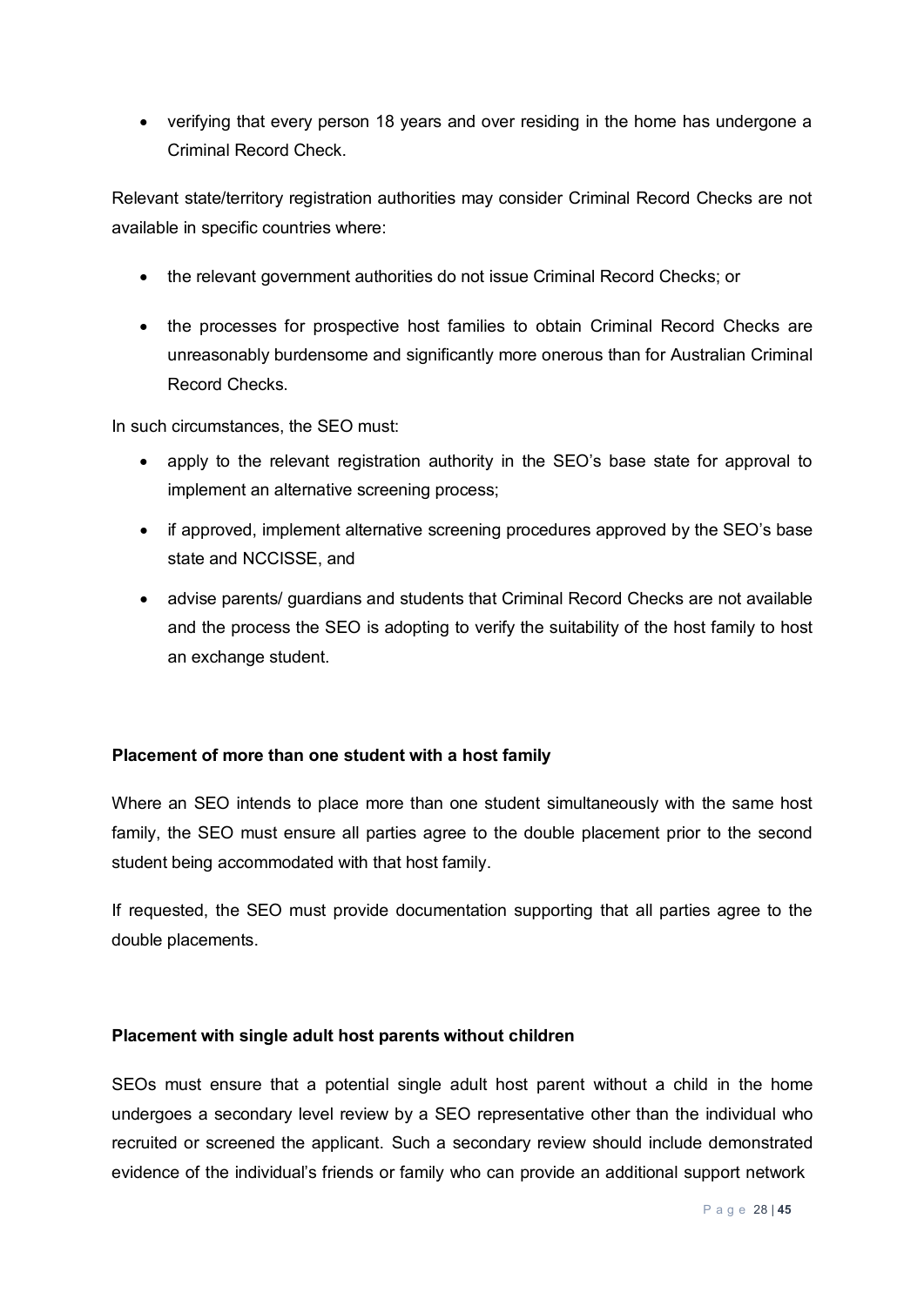- verifying that every person 18 years and over residing in the home has undergone a Criminal Record Check.

Relevant state/territory registration authorities may consider Criminal Record Checks are not available in specific countries where:

- the relevant government authorities do not issue Criminal Record Checks; or
- the processes for prospective host families to obtain Criminal Record Checks are unreasonably burdensome and significantly more onerous than for Australian Criminal Record Checks.

In such circumstances, the SEO must:

- apply to the relevant registration authority in the SEO's base state for approval to implement an alternative screening process;
- if approved, implement alternative screening procedures approved by the SEO's base state and NCCISSE, and
- advise parents/ guardians and students that Criminal Record Checks are not available and the process the SEO is adopting to verify the suitability of the host family to host an exchange student.

**Placement of more than one student with a host family**

Where an SEO intends to place more than one student simultaneously with the same host family, the SEO must ensure all parties agree to the double placement prior to the second student being accommodated with that host family.

If requested, the SEO must provide documentation supporting that all parties agree to the double placements.

**Placement with single adult host parents without children**

SEOs must ensure that a potential single adult host parent without a child in the home undergoes a secondary level review by a SEO representative other than the individual who recruited or screened the applicant. Such a secondary review should include demonstrated evidence of the individual's friends or family who can provide an additional support network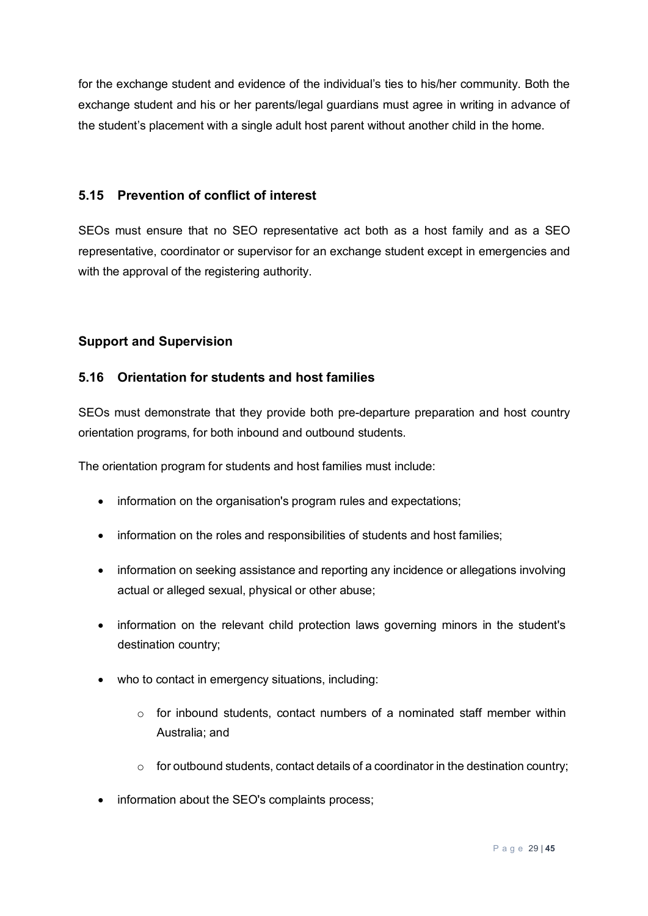for the exchange student and evidence of the individual's ties to his/her community. Both the exchange student and his or her parents/legal guardians must agree in writing in advance of the student's placement with a single adult host parent without another child in the home.

### 5.15 Prevention of conflict of interest

SEOs must ensure that no SEO representative act both as a host family and as a SEO representative, coordinator or supervisor for an exchange student except in emergencies and with the approval of the registering authority.

## Support and Supervision

### 5.16 Orientation for students and host families

SEOs must demonstrate that they provide both pre-departure preparation and host country orientation programs, for both inbound and outbound students.

The orientation program for students and host families must include:

- information on the organisation's program rules and expectations;
- information on the roles and responsibilities of students and host families;
- information on seeking assistance and reporting any incidence or allegations involving actual or alleged sexual, physical or other abuse;
- information on the relevant child protection laws governing minors in the student's destination country;
- who to contact in emergency situations, including:
  - for inbound students, contact numbers of a nominated staff member within Australia; and
  - for outbound students, contact details of a coordinator in the destination country;
- information about the SEO's complaints process;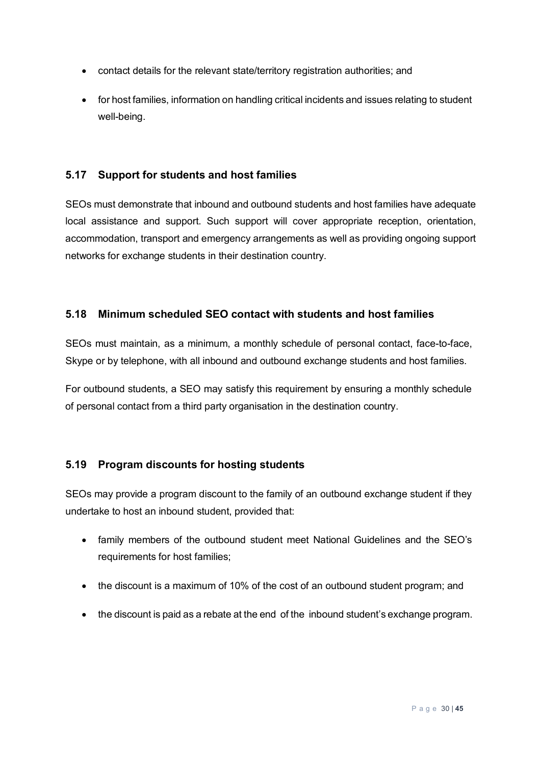- contact details for the relevant state/territory registration authorities; and
- for host families, information on handling critical incidents and issues relating to student well-being.

## 5.17 Support for students and host families

SEOs must demonstrate that inbound and outbound students and host families have adequate local assistance and support. Such support will cover appropriate reception, orientation, accommodation, transport and emergency arrangements as well as providing ongoing support networks for exchange students in their destination country.

## 5.18 Minimum scheduled SEO contact with students and host families

SEOs must maintain, as a minimum, a monthly schedule of personal contact, face-to-face, Skype or by telephone, with all inbound and outbound exchange students and host families.

For outbound students, a SEO may satisfy this requirement by ensuring a monthly schedule of personal contact from a third party organisation in the destination country.

## 5.19 Program discounts for hosting students

SEOs may provide a program discount to the family of an outbound exchange student if they undertake to host an inbound student, provided that:

- family members of the outbound student meet National Guidelines and the SEO's requirements for host families;
- the discount is a maximum of 10% of the cost of an outbound student program; and
- the discount is paid as a rebate at the end of the inbound student's exchange program.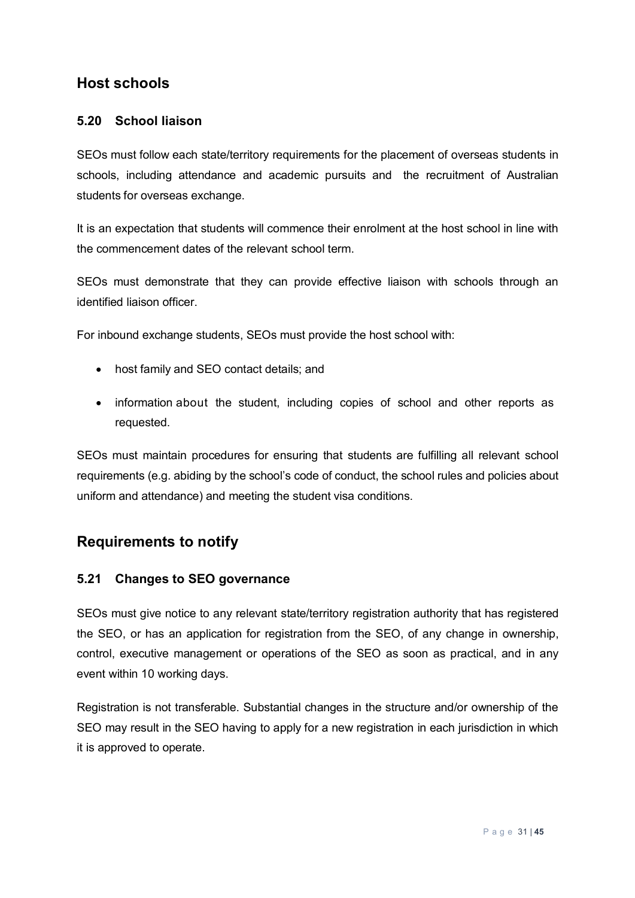## Host schools

### 5.20 School liaison

SEOs must follow each state/territory requirements for the placement of overseas students in schools, including attendance and academic pursuits and the recruitment of Australian students for overseas exchange.

It is an expectation that students will commence their enrolment at the host school in line with the commencement dates of the relevant school term.

SEOs must demonstrate that they can provide effective liaison with schools through an identified liaison officer.

For inbound exchange students, SEOs must provide the host school with:

- host family and SEO contact details; and
- information about the student, including copies of school and other reports as requested.

SEOs must maintain procedures for ensuring that students are fulfilling all relevant school requirements (e.g. abiding by the school's code of conduct, the school rules and policies about uniform and attendance) and meeting the student visa conditions.

## Requirements to notify

### 5.21 Changes to SEO governance

SEOs must give notice to any relevant state/territory registration authority that has registered the SEO, or has an application for registration from the SEO, of any change in ownership, control, executive management or operations of the SEO as soon as practical, and in any event within 10 working days.

Registration is not transferable. Substantial changes in the structure and/or ownership of the SEO may result in the SEO having to apply for a new registration in each jurisdiction in which it is approved to operate.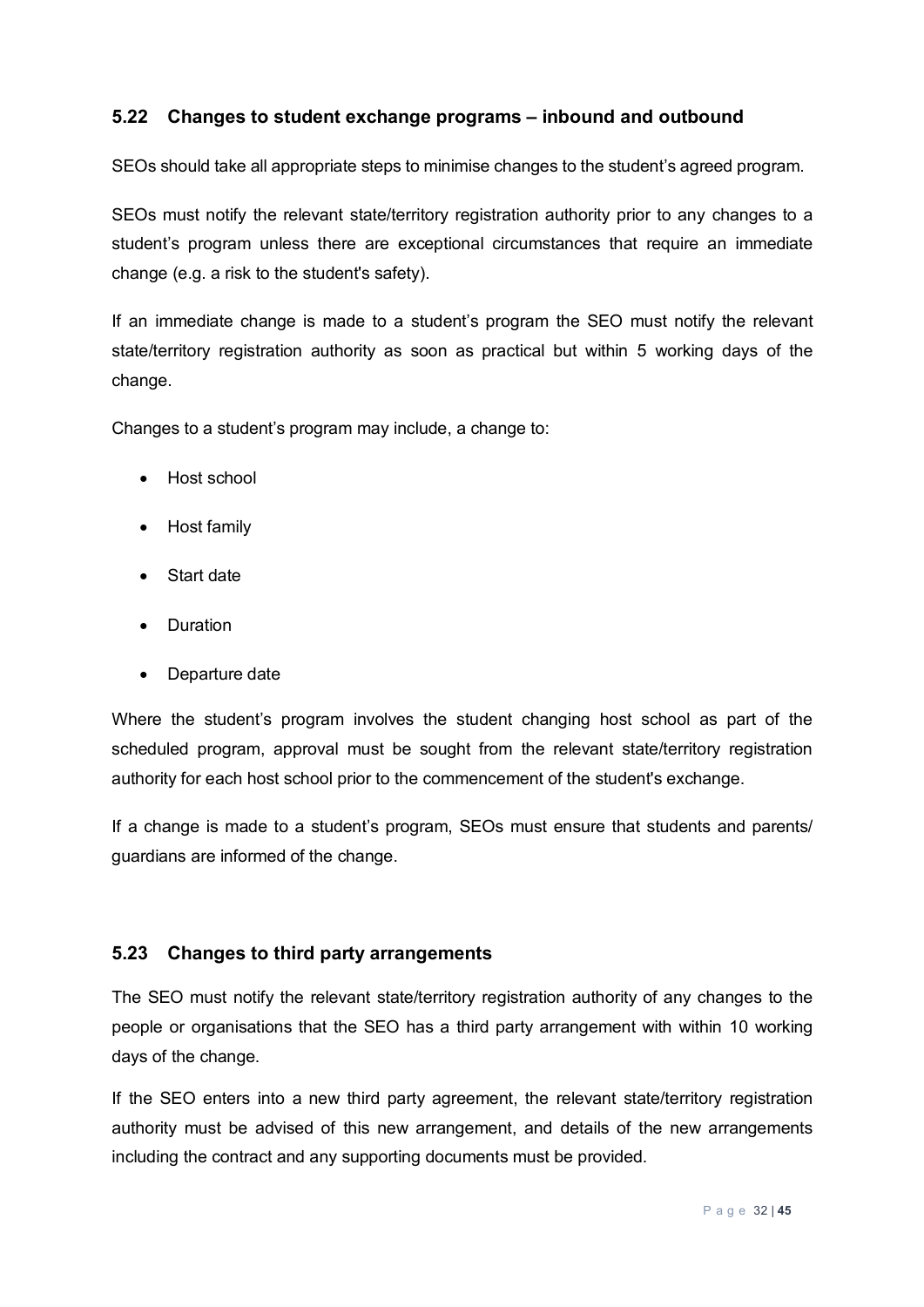## 5.22 Changes to student exchange programs – inbound and outbound

SEOs should take all appropriate steps to minimise changes to the student's agreed program.

SEOs must notify the relevant state/territory registration authority prior to any changes to a student's program unless there are exceptional circumstances that require an immediate change (e.g. a risk to the student's safety).

If an immediate change is made to a student's program the SEO must notify the relevant state/territory registration authority as soon as practical but within 5 working days of the change.

Changes to a student's program may include, a change to:

- Host school
- Host family
- Start date
- Duration
- Departure date

Where the student's program involves the student changing host school as part of the scheduled program, approval must be sought from the relevant state/territory registration authority for each host school prior to the commencement of the student's exchange.

If a change is made to a student's program, SEOs must ensure that students and parents/ guardians are informed of the change.

## 5.23 Changes to third party arrangements

The SEO must notify the relevant state/territory registration authority of any changes to the people or organisations that the SEO has a third party arrangement with within 10 working days of the change.

If the SEO enters into a new third party agreement, the relevant state/territory registration authority must be advised of this new arrangement, and details of the new arrangements including the contract and any supporting documents must be provided.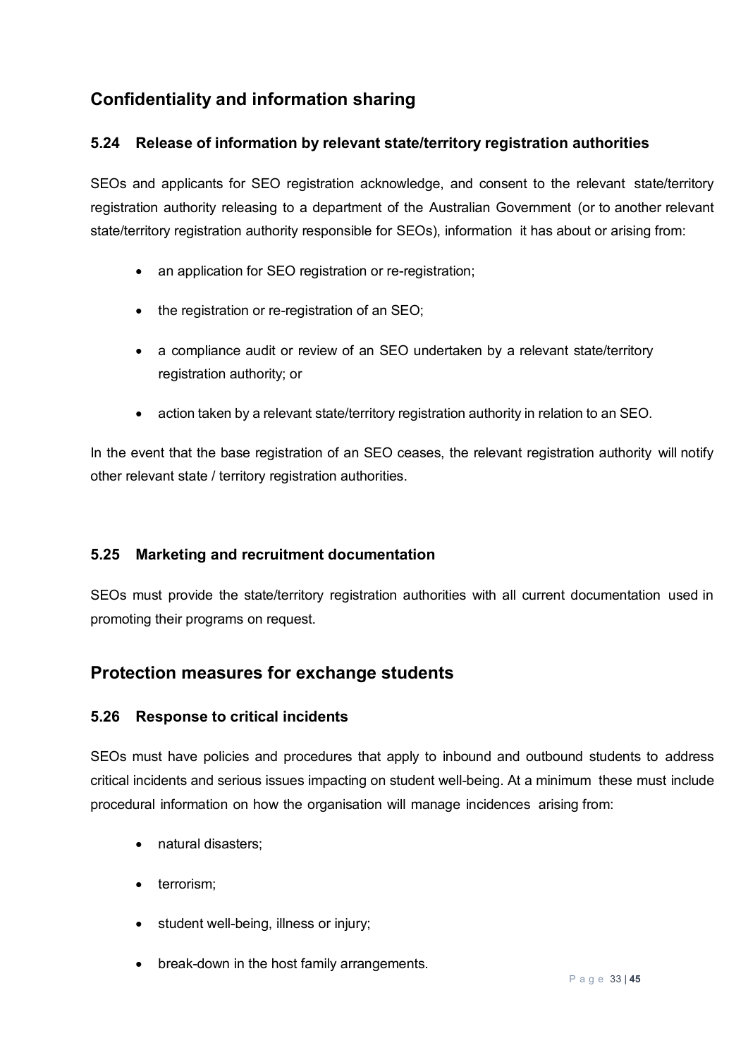## Confidentiality and information sharing

### 5.24 Release of information by relevant state/territory registration authorities

SEOs and applicants for SEO registration acknowledge, and consent to the relevant state/territory registration authority releasing to a department of the Australian Government (or to another relevant state/territory registration authority responsible for SEOs), information it has about or arising from:

- an application for SEO registration or re-registration;
- the registration or re-registration of an SEO;
- a compliance audit or review of an SEO undertaken by a relevant state/territory registration authority; or
- action taken by a relevant state/territory registration authority in relation to an SEO.

In the event that the base registration of an SEO ceases, the relevant registration authority will notify other relevant state / territory registration authorities.

### 5.25 Marketing and recruitment documentation

SEOs must provide the state/territory registration authorities with all current documentation used in promoting their programs on request.

## Protection measures for exchange students

### 5.26 Response to critical incidents

SEOs must have policies and procedures that apply to inbound and outbound students to address critical incidents and serious issues impacting on student well-being. At a minimum these must include procedural information on how the organisation will manage incidences arising from:

- natural disasters;
- terrorism;
- student well-being, illness or injury;
- break-down in the host family arrangements.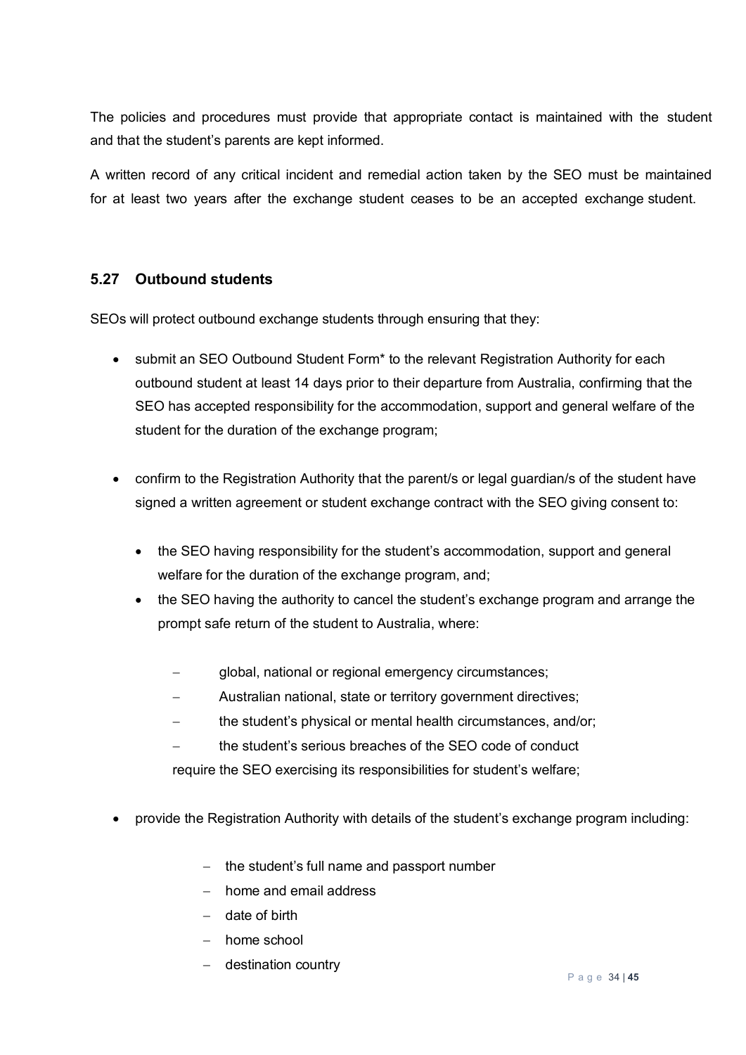The policies and procedures must provide that appropriate contact is maintained with the student and that the student's parents are kept informed.

A written record of any critical incident and remedial action taken by the SEO must be maintained for at least two years after the exchange student ceases to be an accepted exchange student.

### 5.27 Outbound students

SEOs will protect outbound exchange students through ensuring that they:

- submit an SEO Outbound Student Form* to the relevant Registration Authority for each outbound student at least 14 days prior to their departure from Australia, confirming that the SEO has accepted responsibility for the accommodation, support and general welfare of the student for the duration of the exchange program;

- confirm to the Registration Authority that the parent/s or legal guardian/s of the student have signed a written agreement or student exchange contract with the SEO giving consent to:

  - the SEO having responsibility for the student's accommodation, support and general welfare for the duration of the exchange program, and;
  - the SEO having the authority to cancel the student's exchange program and arrange the prompt safe return of the student to Australia, where:

    - global, national or regional emergency circumstances;
    - Australian national, state or territory government directives;
    - the student's physical or mental health circumstances, and/or;
    - the student's serious breaches of the SEO code of conduct

    require the SEO exercising its responsibilities for student's welfare;

- provide the Registration Authority with details of the student's exchange program including:

  - the student's full name and passport number
  - home and email address
  - date of birth
  - home school
  - destination country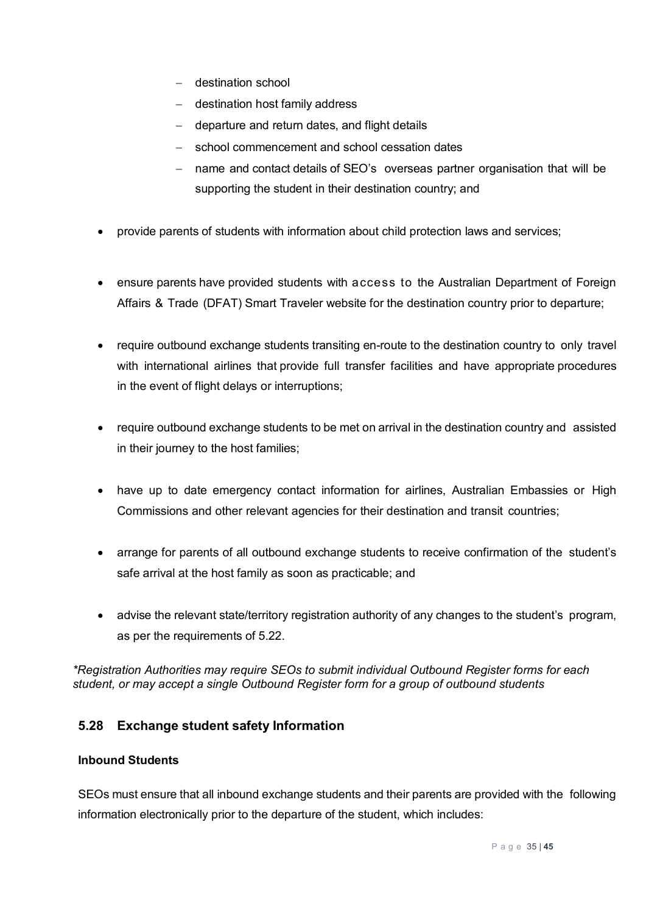- destination school
  - destination host family address
  - departure and return dates, and flight details
  - school commencement and school cessation dates
  - name and contact details of SEO's overseas partner organisation that will be supporting the student in their destination country; and

- provide parents of students with information about child protection laws and services;

- ensure parents have provided students with access to the Australian Department of Foreign Affairs & Trade (DFAT) Smart Traveler website for the destination country prior to departure;

- require outbound exchange students transiting en-route to the destination country to only travel with international airlines that provide full transfer facilities and have appropriate procedures in the event of flight delays or interruptions;

- require outbound exchange students to be met on arrival in the destination country and assisted in their journey to the host families;

- have up to date emergency contact information for airlines, Australian Embassies or High Commissions and other relevant agencies for their destination and transit countries;

- arrange for parents of all outbound exchange students to receive confirmation of the student's safe arrival at the host family as soon as practicable; and

- advise the relevant state/territory registration authority of any changes to the student's program, as per the requirements of 5.22.

*\*Registration Authorities may require SEOs to submit individual Outbound Register forms for each student, or may accept a single Outbound Register form for a group of outbound students*

## 5.28 Exchange student safety Information

**Inbound Students**

SEOs must ensure that all inbound exchange students and their parents are provided with the following information electronically prior to the departure of the student, which includes: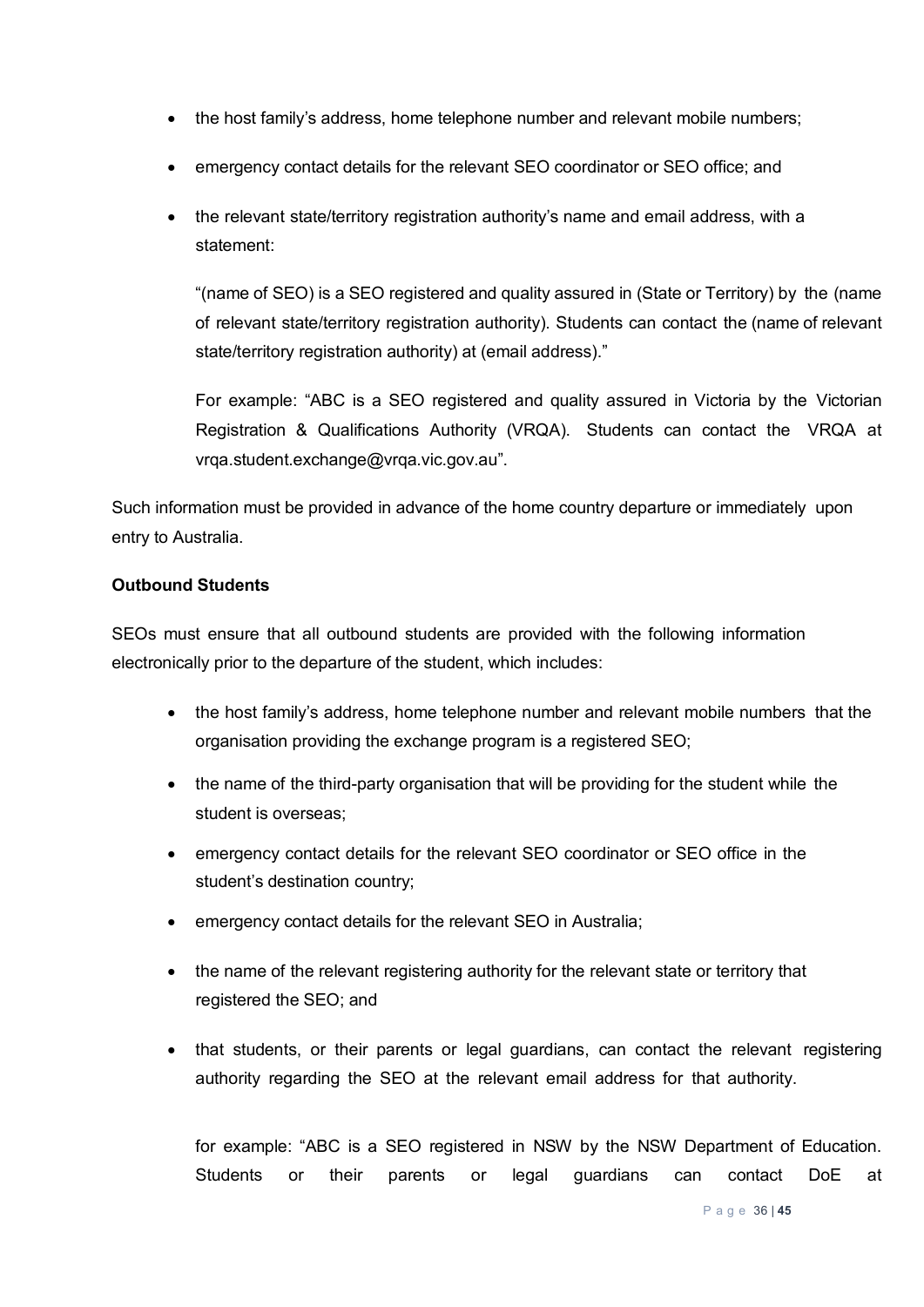- the host family's address, home telephone number and relevant mobile numbers;
- emergency contact details for the relevant SEO coordinator or SEO office; and
- the relevant state/territory registration authority's name and email address, with a statement:

  "(name of SEO) is a SEO registered and quality assured in (State or Territory) by the (name of relevant state/territory registration authority). Students can contact the (name of relevant state/territory registration authority) at (email address)."

  For example: "ABC is a SEO registered and quality assured in Victoria by the Victorian Registration & Qualifications Authority (VRQA). Students can contact the VRQA at vrqa.student.exchange@vrqa.vic.gov.au".

Such information must be provided in advance of the home country departure or immediately upon entry to Australia.

**Outbound Students**

SEOs must ensure that all outbound students are provided with the following information electronically prior to the departure of the student, which includes:

- the host family's address, home telephone number and relevant mobile numbers that the organisation providing the exchange program is a registered SEO;
- the name of the third-party organisation that will be providing for the student while the student is overseas;
- emergency contact details for the relevant SEO coordinator or SEO office in the student's destination country;
- emergency contact details for the relevant SEO in Australia;
- the name of the relevant registering authority for the relevant state or territory that registered the SEO; and
- that students, or their parents or legal guardians, can contact the relevant registering authority regarding the SEO at the relevant email address for that authority.

  for example: "ABC is a SEO registered in NSW by the NSW Department of Education. Students or their parents or legal guardians can contact DoE at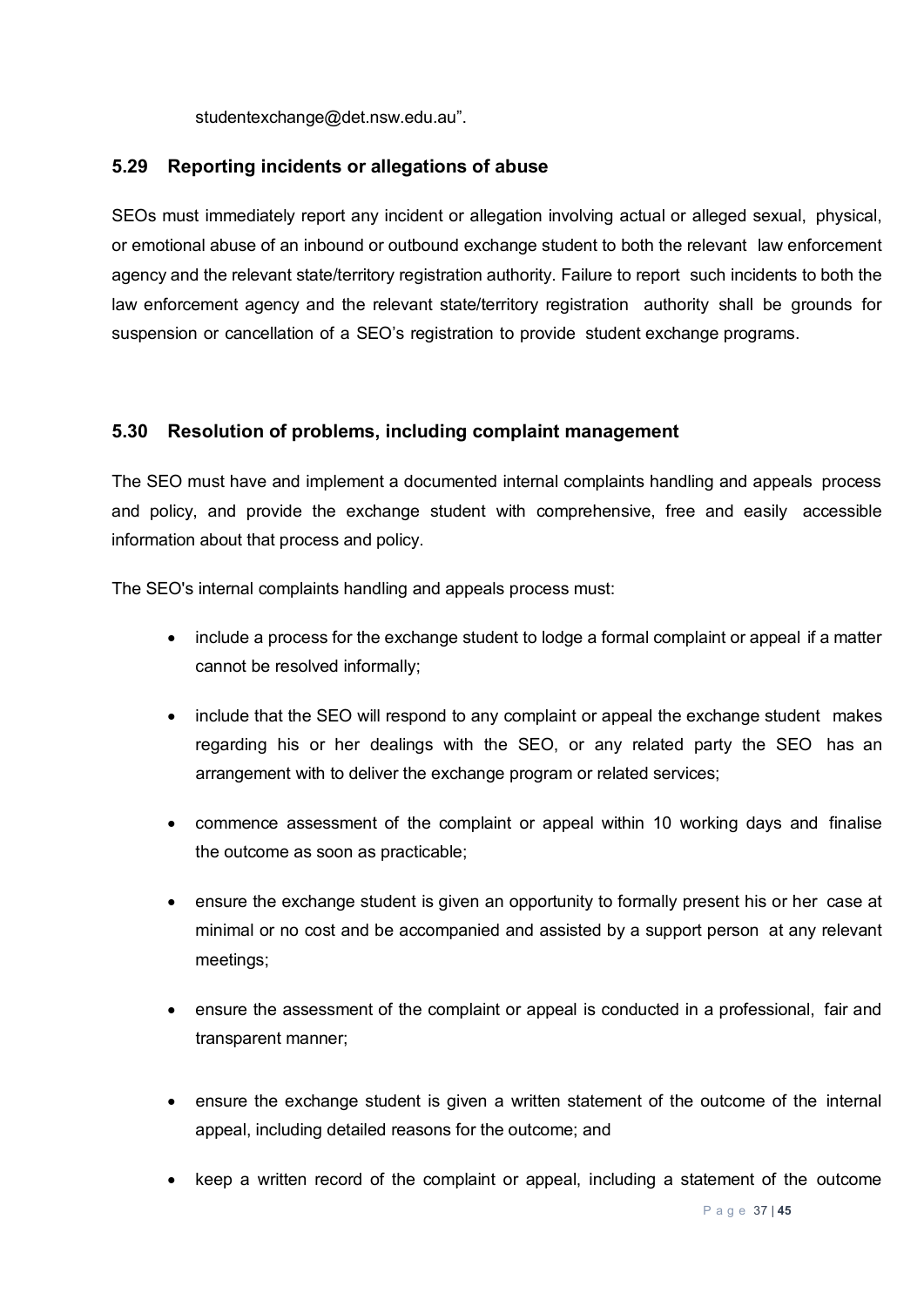studentexchange@det.nsw.edu.au".

### 5.29 Reporting incidents or allegations of abuse

SEOs must immediately report any incident or allegation involving actual or alleged sexual, physical, or emotional abuse of an inbound or outbound exchange student to both the relevant law enforcement agency and the relevant state/territory registration authority. Failure to report such incidents to both the law enforcement agency and the relevant state/territory registration authority shall be grounds for suspension or cancellation of a SEO's registration to provide student exchange programs.

### 5.30 Resolution of problems, including complaint management

The SEO must have and implement a documented internal complaints handling and appeals process and policy, and provide the exchange student with comprehensive, free and easily accessible information about that process and policy.

The SEO's internal complaints handling and appeals process must:

- include a process for the exchange student to lodge a formal complaint or appeal if a matter cannot be resolved informally;
- include that the SEO will respond to any complaint or appeal the exchange student makes regarding his or her dealings with the SEO, or any related party the SEO has an arrangement with to deliver the exchange program or related services;
- commence assessment of the complaint or appeal within 10 working days and finalise the outcome as soon as practicable;
- ensure the exchange student is given an opportunity to formally present his or her case at minimal or no cost and be accompanied and assisted by a support person at any relevant meetings;
- ensure the assessment of the complaint or appeal is conducted in a professional, fair and transparent manner;
- ensure the exchange student is given a written statement of the outcome of the internal appeal, including detailed reasons for the outcome; and
- keep a written record of the complaint or appeal, including a statement of the outcome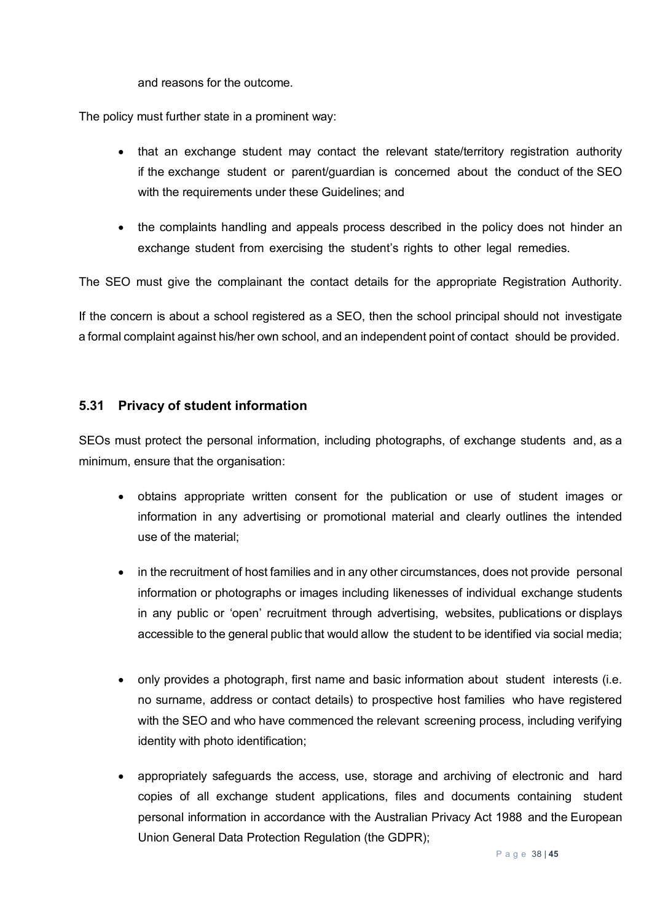and reasons for the outcome.

The policy must further state in a prominent way:

- that an exchange student may contact the relevant state/territory registration authority if the exchange student or parent/guardian is concerned about the conduct of the SEO with the requirements under these Guidelines; and
- the complaints handling and appeals process described in the policy does not hinder an exchange student from exercising the student's rights to other legal remedies.

The SEO must give the complainant the contact details for the appropriate Registration Authority.

If the concern is about a school registered as a SEO, then the school principal should not investigate a formal complaint against his/her own school, and an independent point of contact should be provided.

### 5.31 Privacy of student information

SEOs must protect the personal information, including photographs, of exchange students and, as a minimum, ensure that the organisation:

- obtains appropriate written consent for the publication or use of student images or information in any advertising or promotional material and clearly outlines the intended use of the material;
- in the recruitment of host families and in any other circumstances, does not provide personal information or photographs or images including likenesses of individual exchange students in any public or 'open' recruitment through advertising, websites, publications or displays accessible to the general public that would allow the student to be identified via social media;
- only provides a photograph, first name and basic information about student interests (i.e. no surname, address or contact details) to prospective host families who have registered with the SEO and who have commenced the relevant screening process, including verifying identity with photo identification;
- appropriately safeguards the access, use, storage and archiving of electronic and hard copies of all exchange student applications, files and documents containing student personal information in accordance with the Australian Privacy Act 1988 and the European Union General Data Protection Regulation (the GDPR);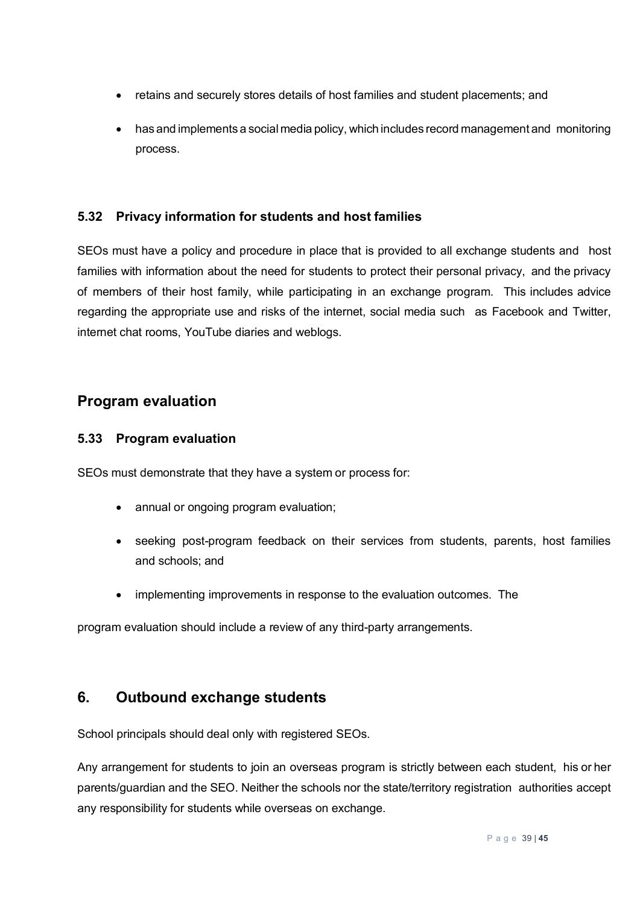- retains and securely stores details of host families and student placements; and
- has and implements a social media policy, which includes record management and monitoring process.

### 5.32 Privacy information for students and host families

SEOs must have a policy and procedure in place that is provided to all exchange students and host families with information about the need for students to protect their personal privacy, and the privacy of members of their host family, while participating in an exchange program. This includes advice regarding the appropriate use and risks of the internet, social media such as Facebook and Twitter, internet chat rooms, YouTube diaries and weblogs.

## Program evaluation

### 5.33 Program evaluation

SEOs must demonstrate that they have a system or process for:

- annual or ongoing program evaluation;
- seeking post-program feedback on their services from students, parents, host families and schools; and
- implementing improvements in response to the evaluation outcomes. The

program evaluation should include a review of any third-party arrangements.

## 6. Outbound exchange students

School principals should deal only with registered SEOs.

Any arrangement for students to join an overseas program is strictly between each student, his or her parents/guardian and the SEO. Neither the schools nor the state/territory registration authorities accept any responsibility for students while overseas on exchange.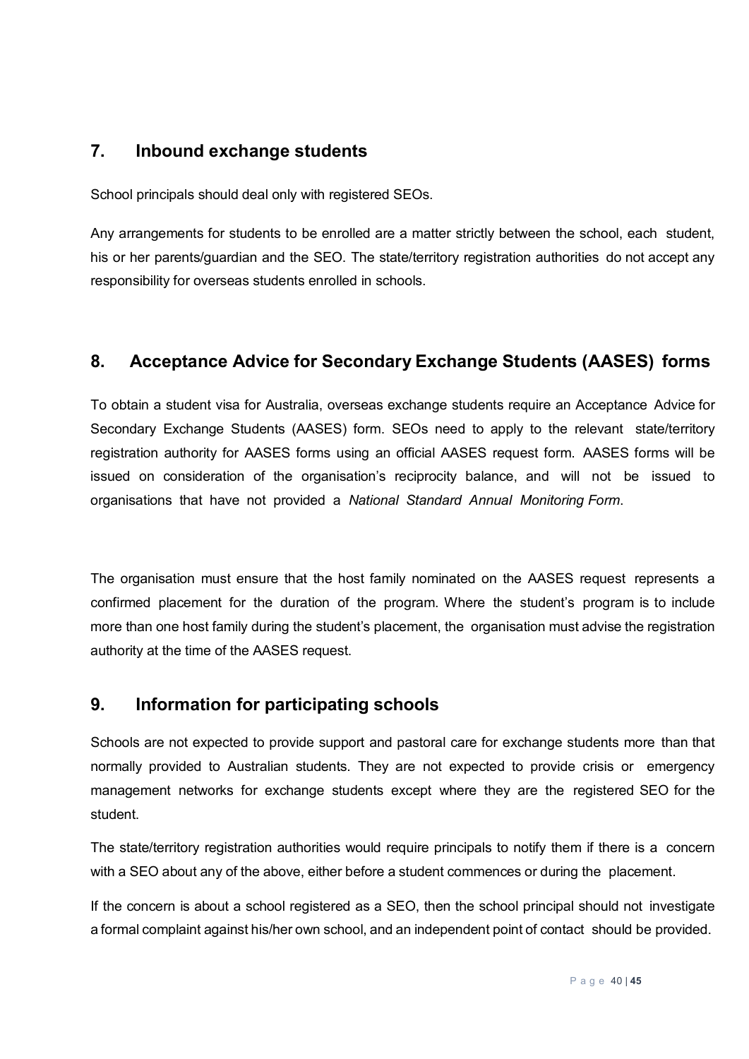## 7. Inbound exchange students

School principals should deal only with registered SEOs.

Any arrangements for students to be enrolled are a matter strictly between the school, each student, his or her parents/guardian and the SEO. The state/territory registration authorities do not accept any responsibility for overseas students enrolled in schools.

## 8. Acceptance Advice for Secondary Exchange Students (AASES) forms

To obtain a student visa for Australia, overseas exchange students require an Acceptance Advice for Secondary Exchange Students (AASES) form. SEOs need to apply to the relevant state/territory registration authority for AASES forms using an official AASES request form. AASES forms will be issued on consideration of the organisation's reciprocity balance, and will not be issued to organisations that have not provided a *National Standard Annual Monitoring Form*.

The organisation must ensure that the host family nominated on the AASES request represents a confirmed placement for the duration of the program. Where the student's program is to include more than one host family during the student's placement, the organisation must advise the registration authority at the time of the AASES request.

## 9. Information for participating schools

Schools are not expected to provide support and pastoral care for exchange students more than that normally provided to Australian students. They are not expected to provide crisis or emergency management networks for exchange students except where they are the registered SEO for the student.

The state/territory registration authorities would require principals to notify them if there is a concern with a SEO about any of the above, either before a student commences or during the placement.

If the concern is about a school registered as a SEO, then the school principal should not investigate a formal complaint against his/her own school, and an independent point of contact should be provided.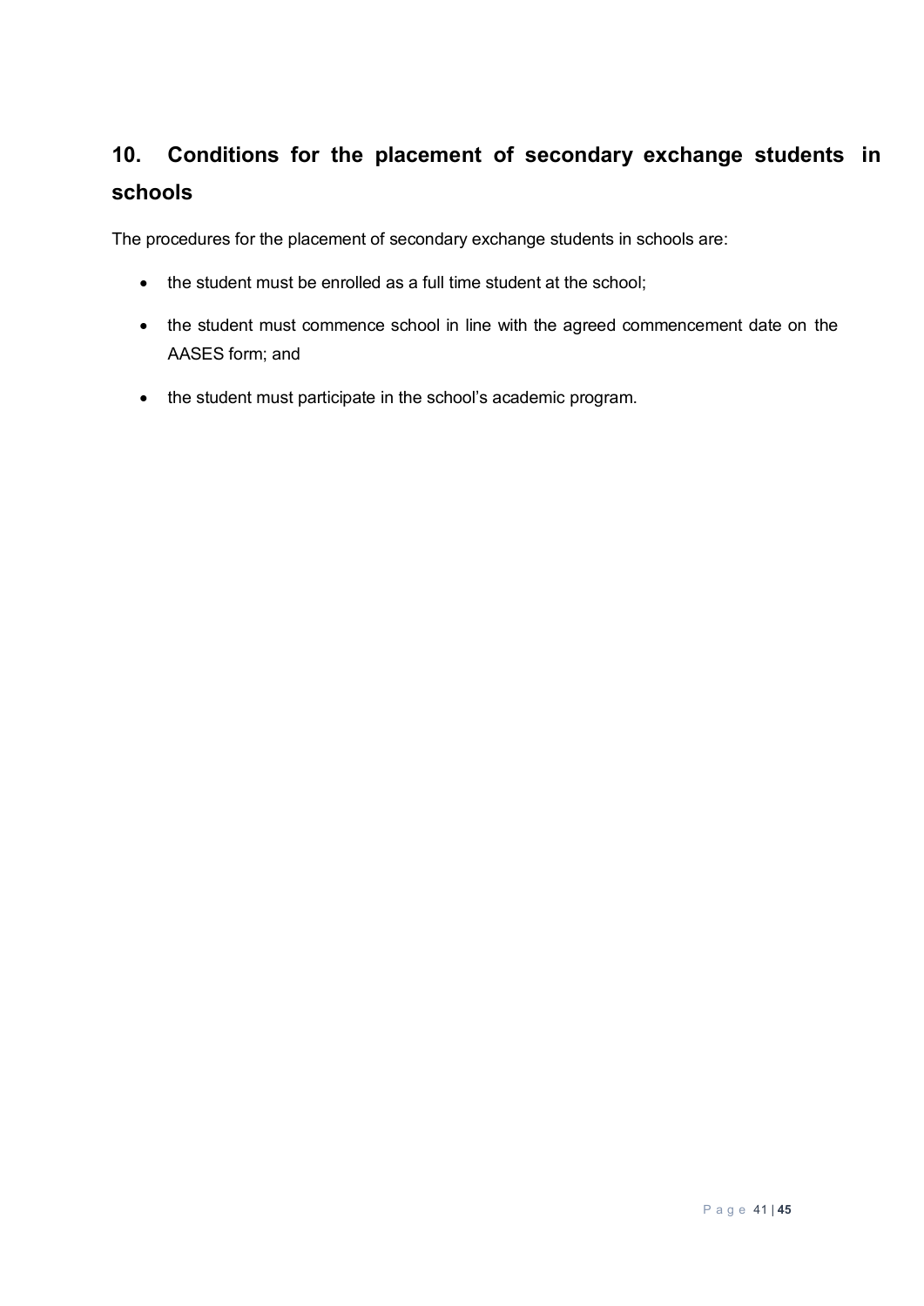## 10. Conditions for the placement of secondary exchange students in schools

The procedures for the placement of secondary exchange students in schools are:

- the student must be enrolled as a full time student at the school;
- the student must commence school in line with the agreed commencement date on the AASES form; and
- the student must participate in the school's academic program.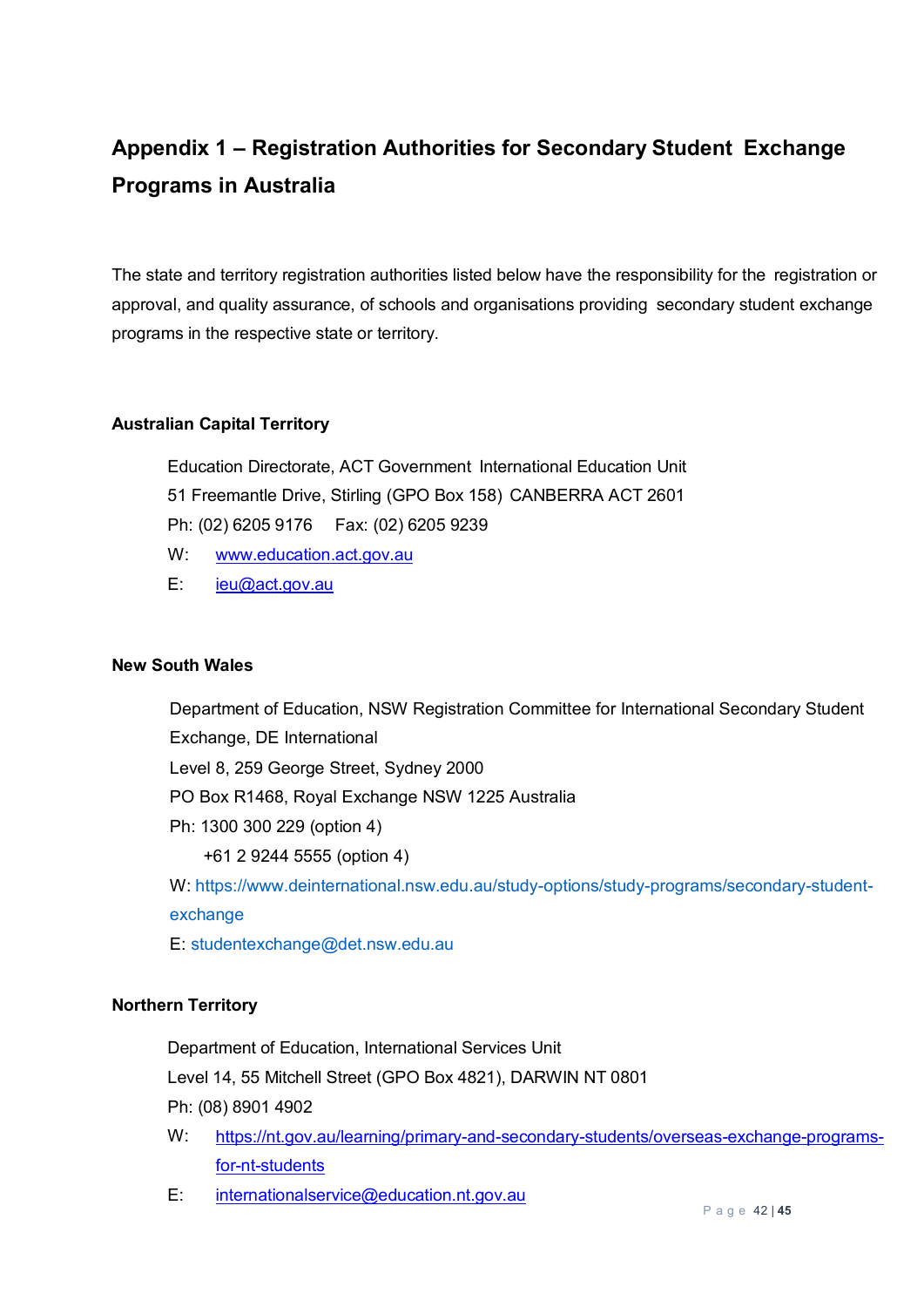# Appendix 1 – Registration Authorities for Secondary Student Exchange Programs in Australia

The state and territory registration authorities listed below have the responsibility for the registration or approval, and quality assurance, of schools and organisations providing secondary student exchange programs in the respective state or territory.

### Australian Capital Territory

Education Directorate, ACT Government International Education Unit
51 Freemantle Drive, Stirling (GPO Box 158) CANBERRA ACT 2601
Ph: (02) 6205 9176 Fax: (02) 6205 9239
W: www.education.act.gov.au
E: ieu@act.gov.au

### New South Wales

Department of Education, NSW Registration Committee for International Secondary Student Exchange, DE International
Level 8, 259 George Street, Sydney 2000
PO Box R1468, Royal Exchange NSW 1225 Australia
Ph: 1300 300 229 (option 4)
+61 2 9244 5555 (option 4)
W: https://www.deinternational.nsw.edu.au/study-options/study-programs/secondary-student-exchange
E: studentexchange@det.nsw.edu.au

### Northern Territory

Department of Education, International Services Unit
Level 14, 55 Mitchell Street (GPO Box 4821), DARWIN NT 0801
Ph: (08) 8901 4902
W: https://nt.gov.au/learning/primary-and-secondary-students/overseas-exchange-programs-for-nt-students
E: internationalservice@education.nt.gov.au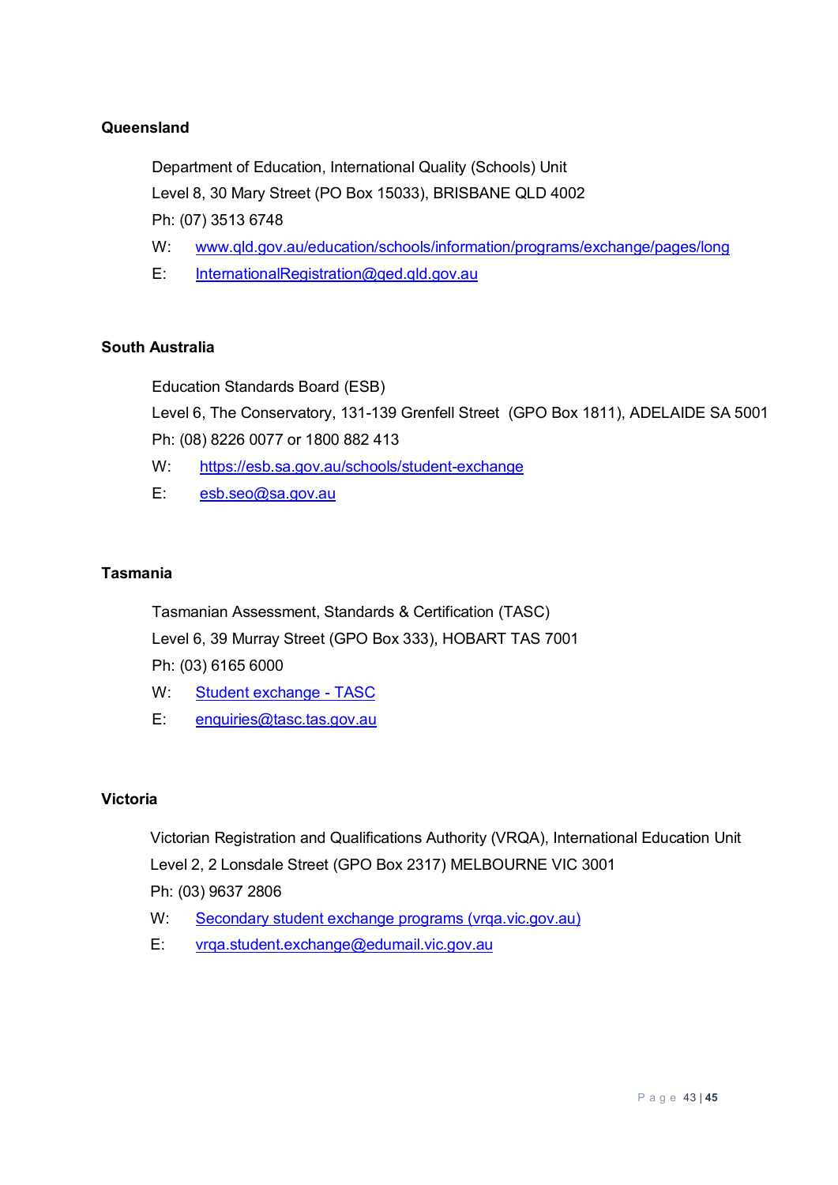**Queensland**

Department of Education, International Quality (Schools) Unit
Level 8, 30 Mary Street (PO Box 15033), BRISBANE QLD 4002
Ph: (07) 3513 6748
W: www.qld.gov.au/education/schools/information/programs/exchange/pages/long
E: InternationalRegistration@qed.qld.gov.au

**South Australia**

Education Standards Board (ESB)
Level 6, The Conservatory, 131-139 Grenfell Street (GPO Box 1811), ADELAIDE SA 5001
Ph: (08) 8226 0077 or 1800 882 413
W: https://esb.sa.gov.au/schools/student-exchange
E: esb.seo@sa.gov.au

**Tasmania**

Tasmanian Assessment, Standards & Certification (TASC)
Level 6, 39 Murray Street (GPO Box 333), HOBART TAS 7001
Ph: (03) 6165 6000
W: Student exchange - TASC
E: enquiries@tasc.tas.gov.au

**Victoria**

Victorian Registration and Qualifications Authority (VRQA), International Education Unit
Level 2, 2 Lonsdale Street (GPO Box 2317) MELBOURNE VIC 3001
Ph: (03) 9637 2806
W: Secondary student exchange programs (vrqa.vic.gov.au)
E: vrqa.student.exchange@edumail.vic.gov.au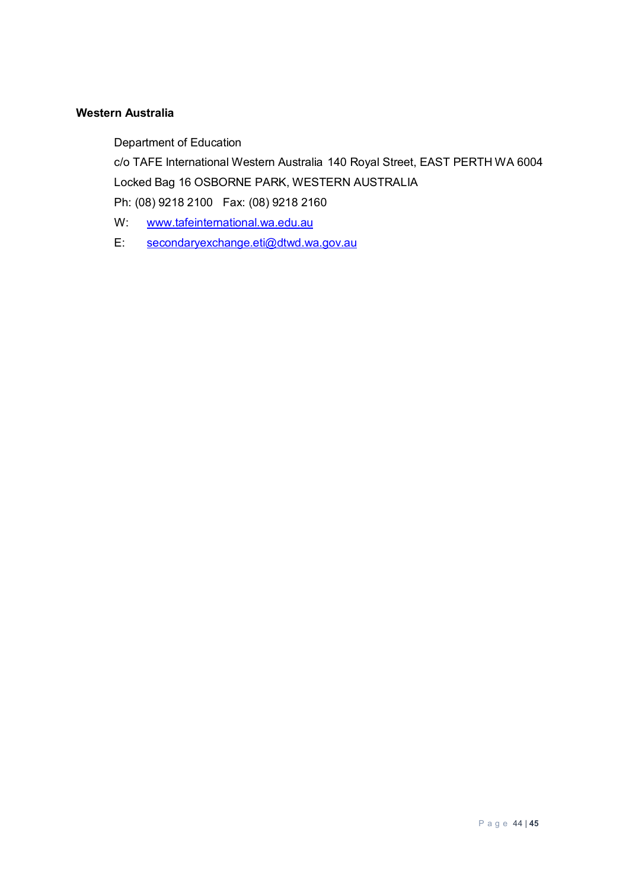**Western Australia**

Department of Education

c/o TAFE International Western Australia 140 Royal Street, EAST PERTH WA 6004

Locked Bag 16 OSBORNE PARK, WESTERN AUSTRALIA

Ph: (08) 9218 2100 Fax: (08) 9218 2160

W: www.tafeinternational.wa.edu.au

E: secondaryexchange.eti@dtwd.wa.gov.au